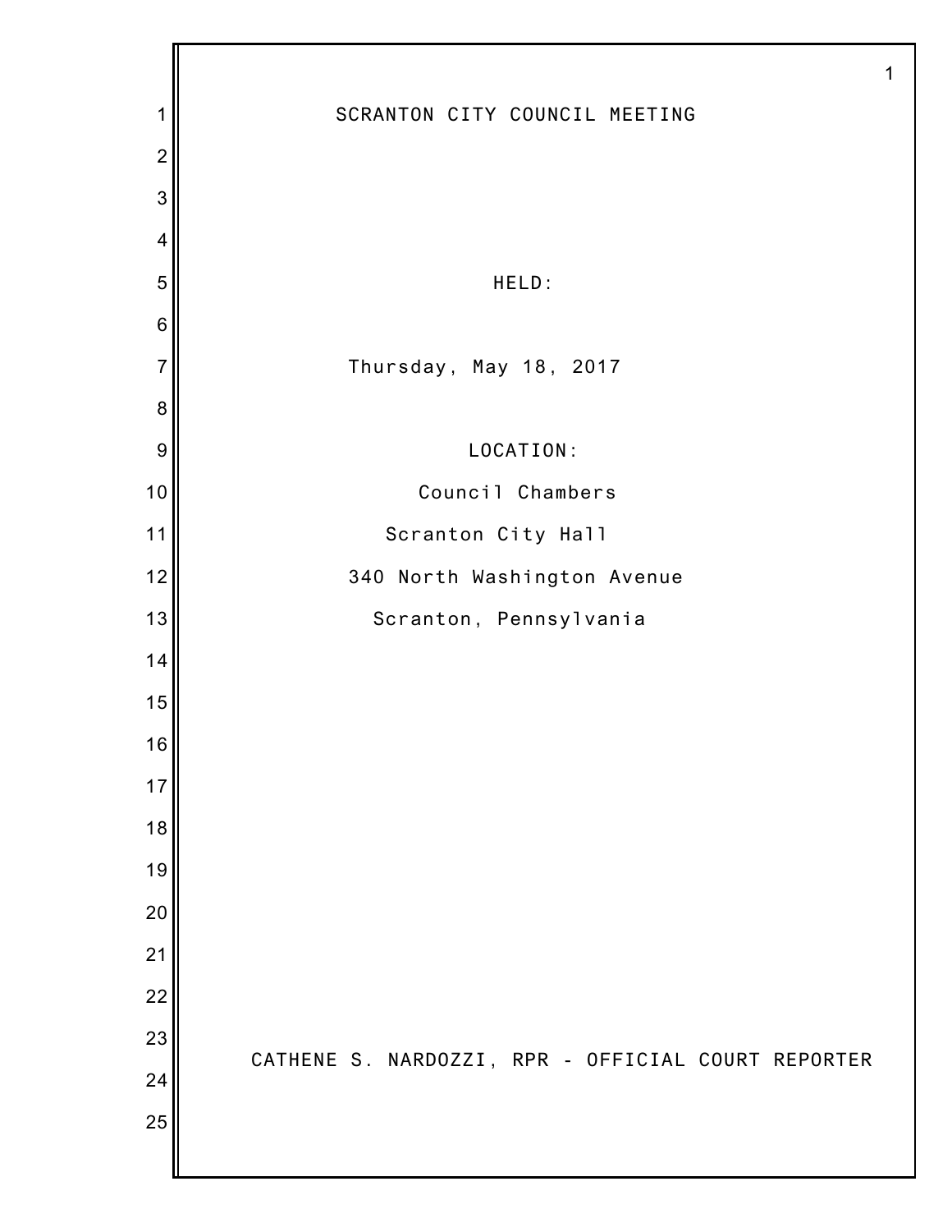# SCRANTON CITY COUNCIL MEETING

HELD:

Thursday, May 18, 2017

LOCATION:

Council Chambers

Scranton City Hall

340 North Washington Avenue

Scranton, Pennsylvania

CATHENE S. NARDOZZI, RPR - OFFICIAL COURT REPORTER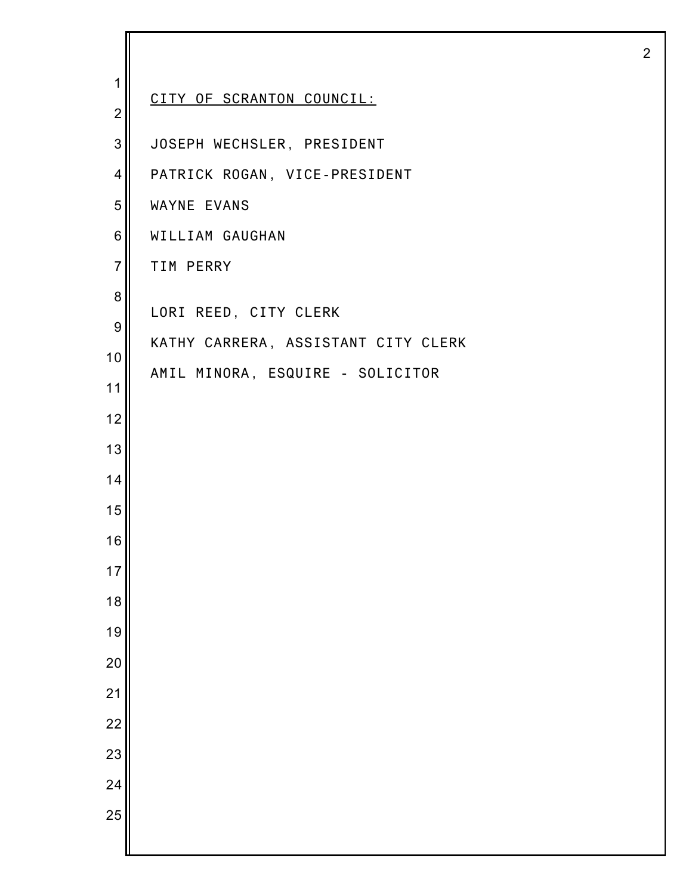CITY OF SCRANTON COUNCIL:

JOSEPH WECHSLER, PRESIDENT

PATRICK ROGAN, VICE-PRESIDENT

WAYNE EVANS

WILLIAM GAUGHAN

TIM PERRY

LORI REED, CITY CLERK

KATHY CARRERA, ASSISTANT CITY CLERK

AMIL MINORA, ESQUIRE - SOLICITOR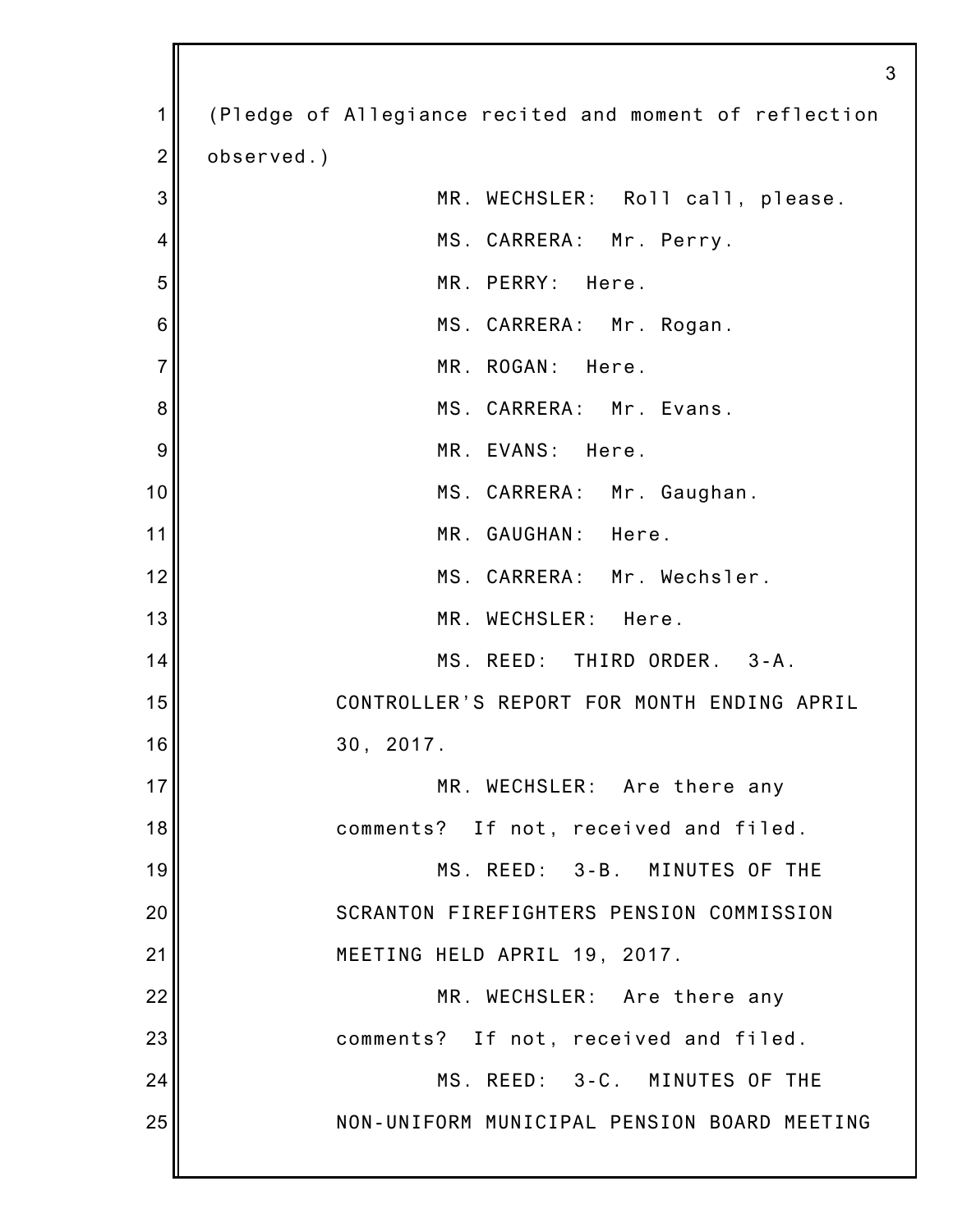(Pledge of Allegiance recited and moment of reflection observed.)

MR. WECHSLER: Roll call, please.

MS. CARRERA: Mr. Perry.

MR. PERRY: Here.

MS. CARRERA: Mr. Rogan.

MR. ROGAN: Here.

MS. CARRERA: Mr. Evans.

MR. EVANS: Here.

MS. CARRERA: Mr. Gaughan.

MR. GAUGHAN: Here.

MS. CARRERA: Mr. Wechsler.

MR. WECHSLER: Here.

MS. REED: THIRD ORDER. 3-A. CONTROLLER'S REPORT FOR MONTH ENDING APRIL 30, 2017.

MR. WECHSLER: Are there any comments? If not, received and filed.

MS. REED: 3-B. MINUTES OF THE SCRANTON FIREFIGHTERS PENSION COMMISSION MEETING HELD APRIL 19, 2017.

MR. WECHSLER: Are there any comments? If not, received and filed.

MS. REED: 3-C. MINUTES OF THE NON-UNIFORM MUNICIPAL PENSION BOARD MEETING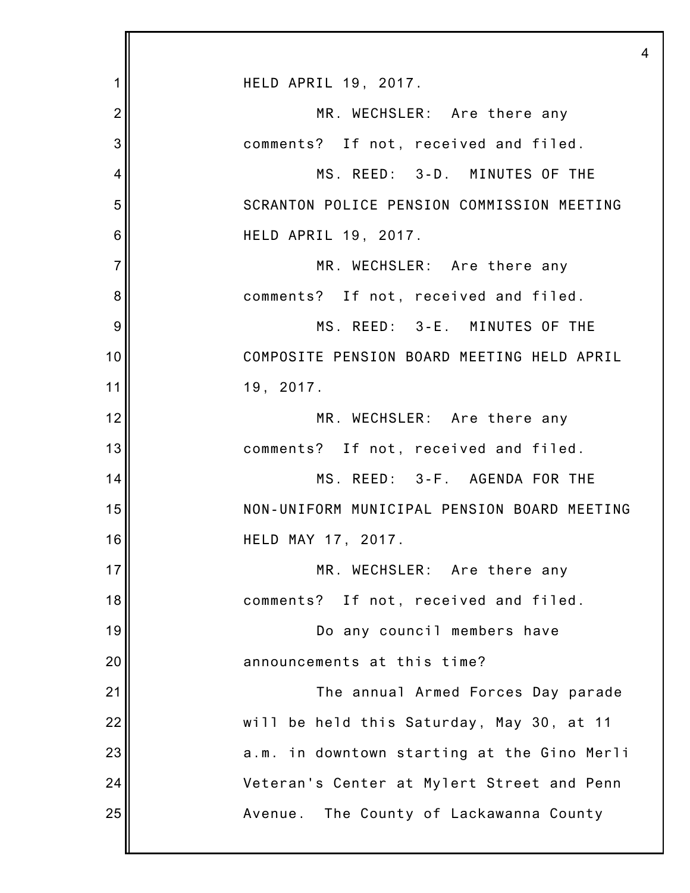HELD APRIL 19, 2017.

MR. WECHSLER: Are there any comments? If not, received and filed.

MS. REED: 3-D. MINUTES OF THE SCRANTON POLICE PENSION COMMISSION MEETING HELD APRIL 19, 2017.

MR. WECHSLER: Are there any comments? If not, received and filed.

MS. REED: 3-E. MINUTES OF THE COMPOSITE PENSION BOARD MEETING HELD APRIL 19, 2017.

MR. WECHSLER: Are there any comments? If not, received and filed.

MS. REED: 3-F. AGENDA FOR THE NON-UNIFORM MUNICIPAL PENSION BOARD MEETING HELD MAY 17, 2017.

MR. WECHSLER: Are there any comments? If not, received and filed.

Do any council members have announcements at this time?

The annual Armed Forces Day parade will be held this Saturday, May 30, at 11 a.m. in downtown starting at the Gino Merli Veteran's Center at Mylert Street and Penn Avenue. The County of Lackawanna County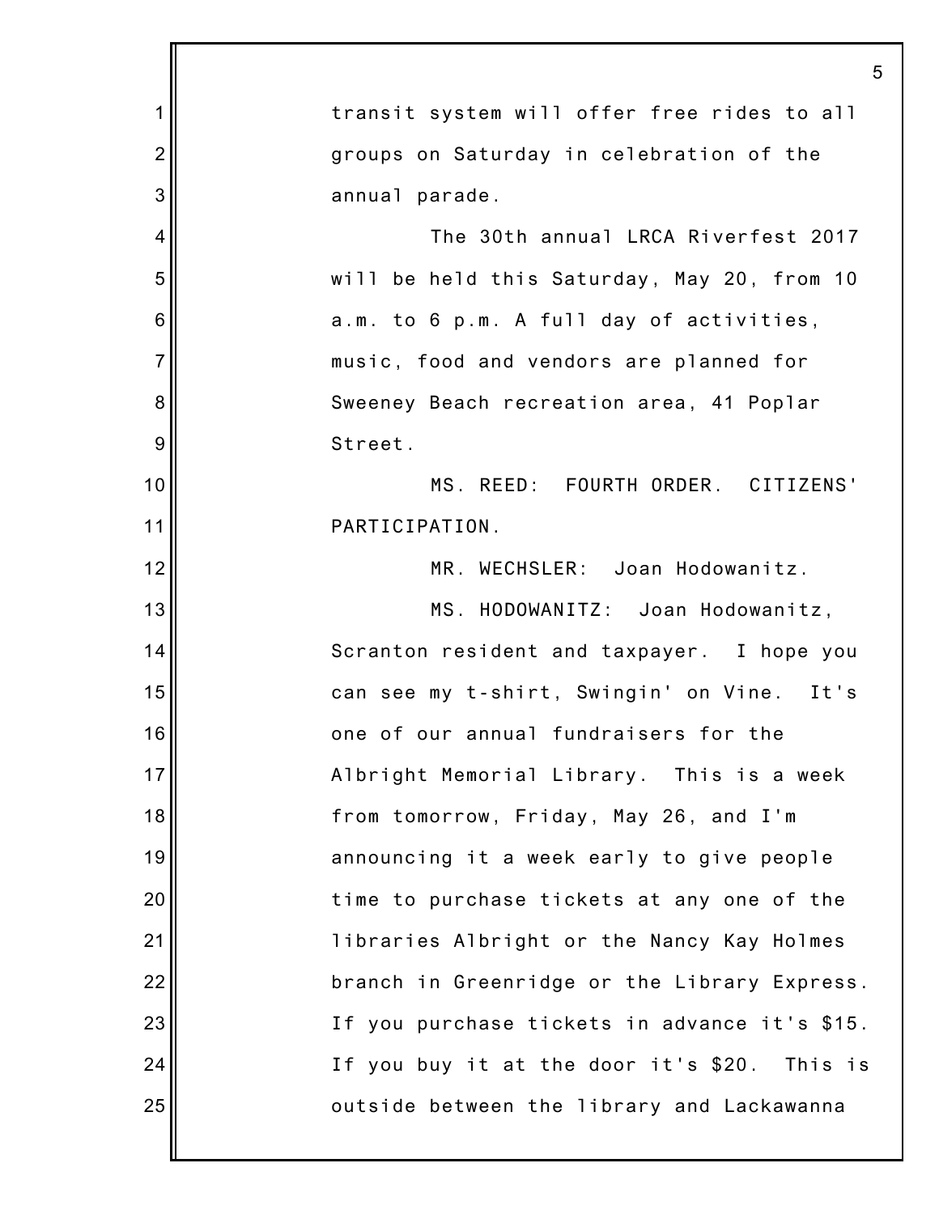transit system will offer free rides to all groups on Saturday in celebration of the annual parade.

The 30th annual LRCA Riverfest 2017 will be held this Saturday, May 20, from 10 a.m. to 6 p.m. A full day of activities, music, food and vendors are planned for Sweeney Beach recreation area, 41 Poplar Street.

MS. REED: FOURTH ORDER. CITIZENS' PARTICIPATION.

MR. WECHSLER: Joan Hodowanitz.

MS. HODOWANITZ: Joan Hodowanitz, Scranton resident and taxpayer. I hope you can see my t-shirt, Swingin' on Vine. It's one of our annual fundraisers for the Albright Memorial Library. This is a week from tomorrow, Friday, May 26, and I'm announcing it a week early to give people time to purchase tickets at any one of the libraries Albright or the Nancy Kay Holmes branch in Greenridge or the Library Express. If you purchase tickets in advance it's $15. If you buy it at the door it's $20. This is outside between the library and Lackawanna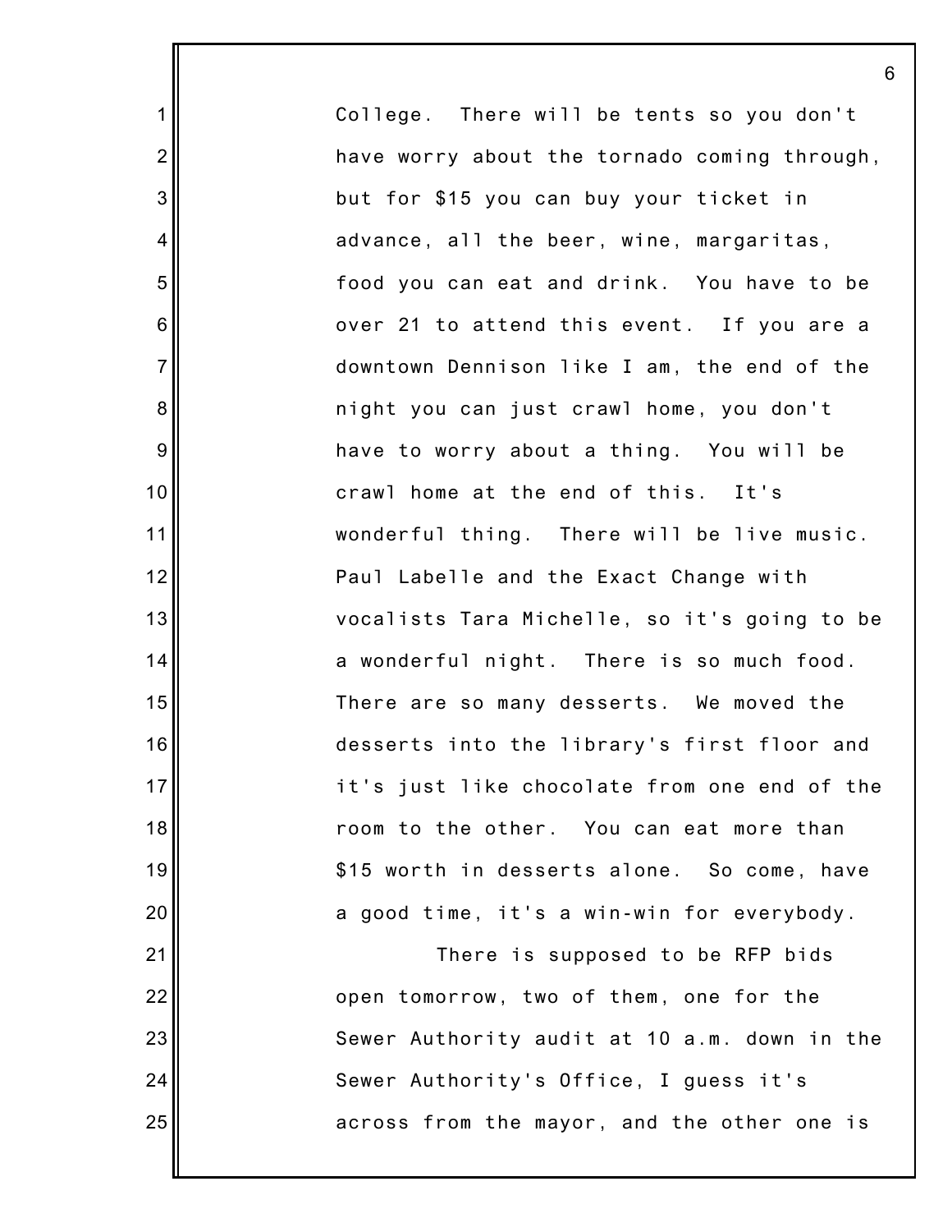College. There will be tents so you don't have worry about the tornado coming through, but for $15 you can buy your ticket in advance, all the beer, wine, margaritas, food you can eat and drink. You have to be over 21 to attend this event. If you are a downtown Dennison like I am, the end of the night you can just crawl home, you don't have to worry about a thing. You will be crawl home at the end of this. It's wonderful thing. There will be live music. Paul Labelle and the Exact Change with vocalists Tara Michelle, so it's going to be a wonderful night. There is so much food. There are so many desserts. We moved the desserts into the library's first floor and it's just like chocolate from one end of the room to the other. You can eat more than $15 worth in desserts alone. So come, have a good time, it's a win-win for everybody.

There is supposed to be RFP bids open tomorrow, two of them, one for the Sewer Authority audit at 10 a.m. down in the Sewer Authority's Office, I guess it's across from the mayor, and the other one is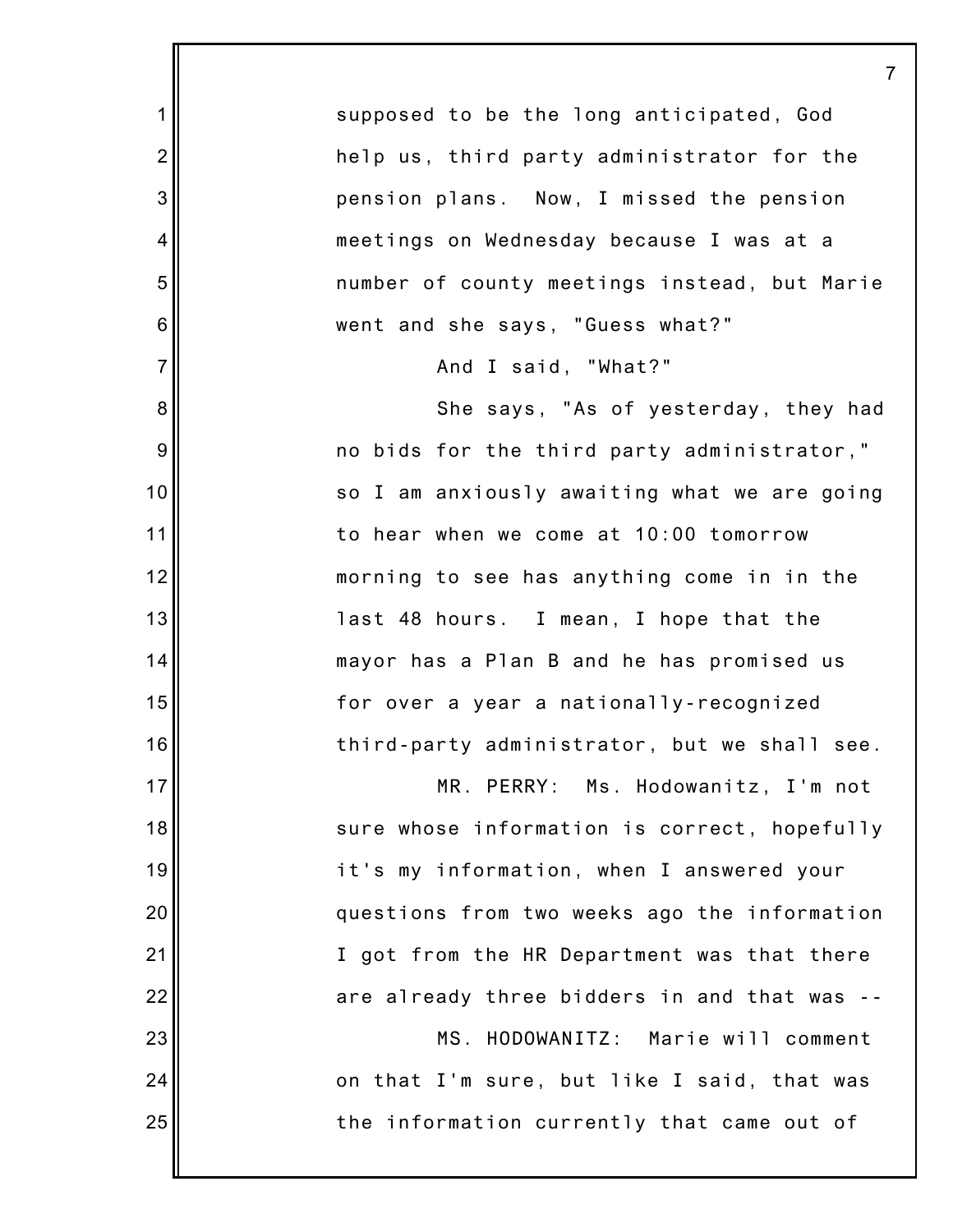supposed to be the long anticipated, God help us, third party administrator for the pension plans. Now, I missed the pension meetings on Wednesday because I was at a number of county meetings instead, but Marie went and she says, "Guess what?"

And I said, "What?"

She says, "As of yesterday, they had no bids for the third party administrator," so I am anxiously awaiting what we are going to hear when we come at 10:00 tomorrow morning to see has anything come in in the last 48 hours. I mean, I hope that the mayor has a Plan B and he has promised us for over a year a nationally-recognized third-party administrator, but we shall see.

MR. PERRY: Ms. Hodowanitz, I'm not sure whose information is correct, hopefully it's my information, when I answered your questions from two weeks ago the information I got from the HR Department was that there are already three bidders in and that was --

MS. HODOWANITZ: Marie will comment on that I'm sure, but like I said, that was the information currently that came out of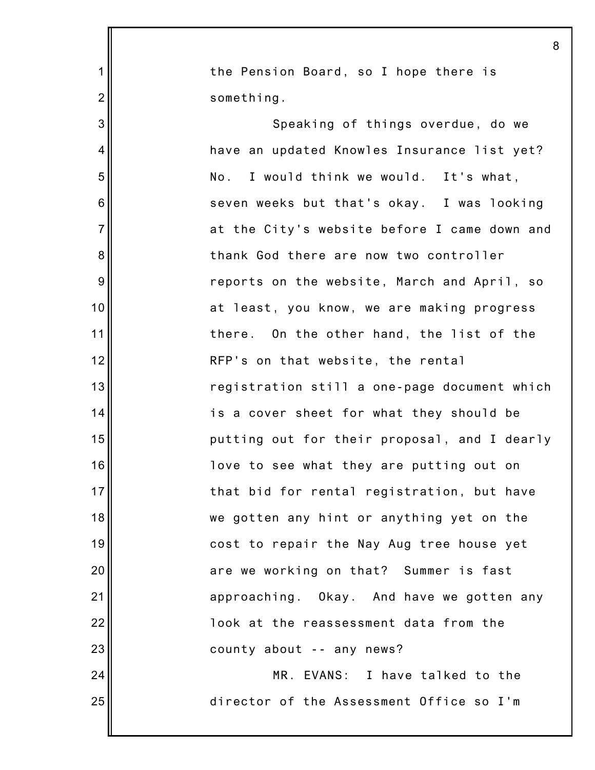the Pension Board, so I hope there is something.

Speaking of things overdue, do we have an updated Knowles Insurance list yet? No. I would think we would. It's what, seven weeks but that's okay. I was looking at the City's website before I came down and thank God there are now two controller reports on the website, March and April, so at least, you know, we are making progress there. On the other hand, the list of the RFP's on that website, the rental registration still a one-page document which is a cover sheet for what they should be putting out for their proposal, and I dearly love to see what they are putting out on that bid for rental registration, but have we gotten any hint or anything yet on the cost to repair the Nay Aug tree house yet are we working on that? Summer is fast approaching. Okay. And have we gotten any look at the reassessment data from the county about -- any news?

MR. EVANS: I have talked to the director of the Assessment Office so I'm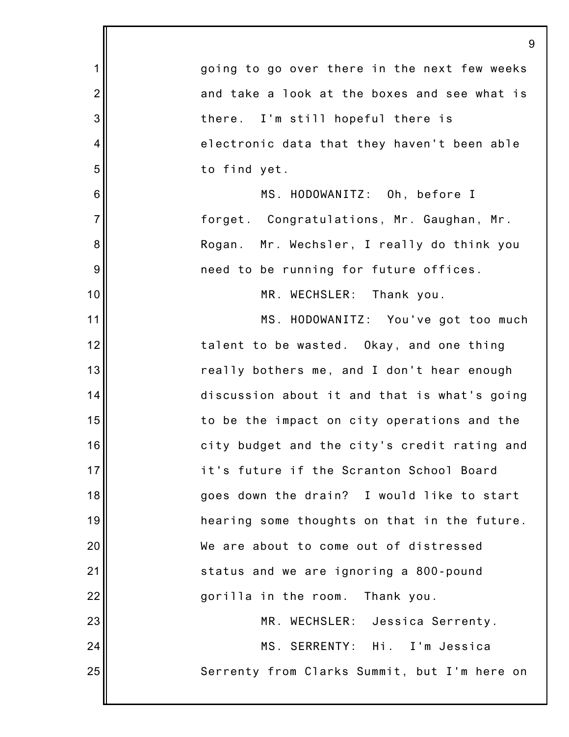going to go over there in the next few weeks and take a look at the boxes and see what is there. I'm still hopeful there is electronic data that they haven't been able to find yet.

MS. HODOWANITZ: Oh, before I forget. Congratulations, Mr. Gaughan, Mr. Rogan. Mr. Wechsler, I really do think you need to be running for future offices.

MR. WECHSLER: Thank you.

MS. HODOWANITZ: You've got too much talent to be wasted. Okay, and one thing really bothers me, and I don't hear enough discussion about it and that is what's going to be the impact on city operations and the city budget and the city's credit rating and it's future if the Scranton School Board goes down the drain? I would like to start hearing some thoughts on that in the future. We are about to come out of distressed status and we are ignoring a 800-pound gorilla in the room. Thank you.

MR. WECHSLER: Jessica Serrenty.

MS. SERRENTY: Hi. I'm Jessica Serrenty from Clarks Summit, but I'm here on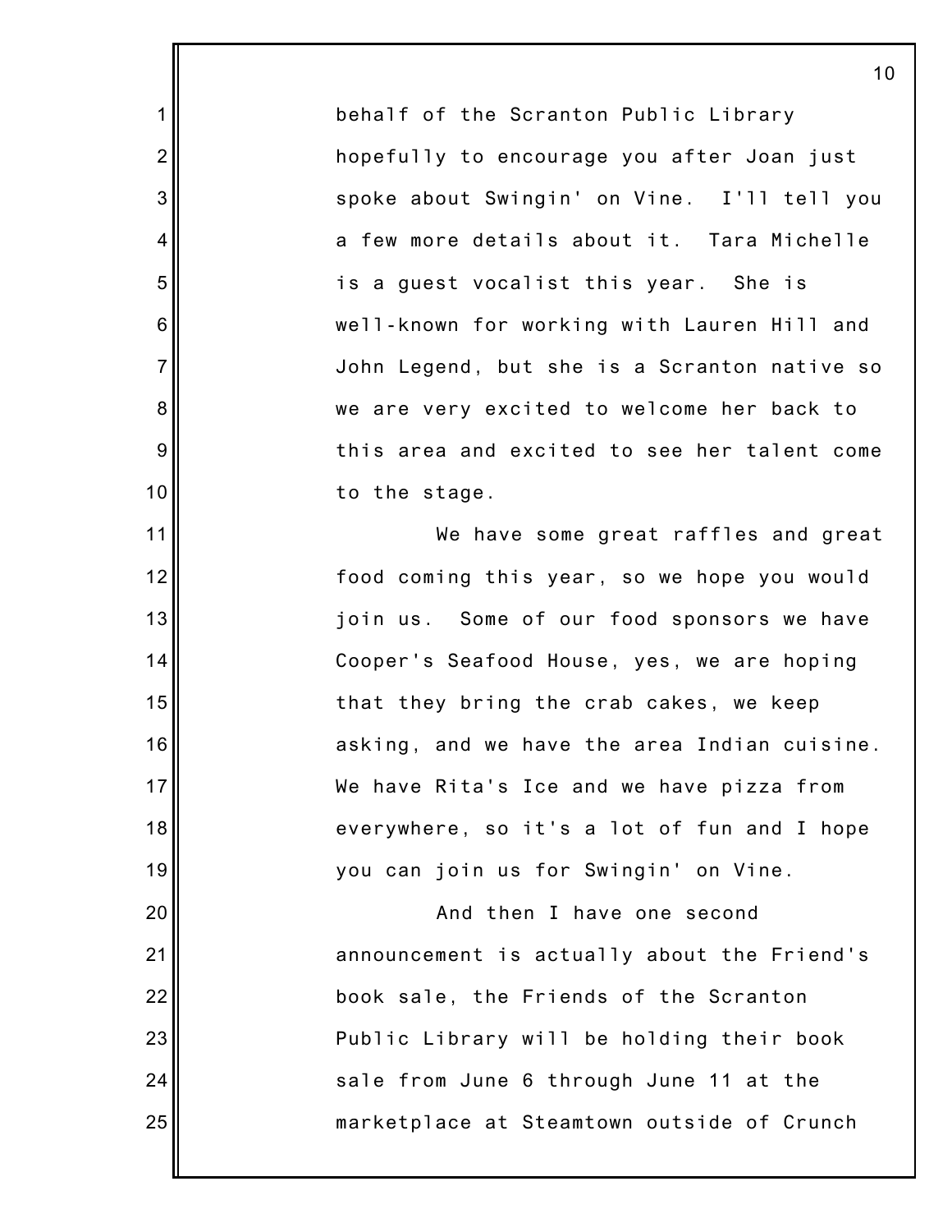behalf of the Scranton Public Library hopefully to encourage you after Joan just spoke about Swingin' on Vine. I'll tell you a few more details about it. Tara Michelle is a guest vocalist this year. She is well-known for working with Lauren Hill and John Legend, but she is a Scranton native so we are very excited to welcome her back to this area and excited to see her talent come to the stage.

We have some great raffles and great food coming this year, so we hope you would join us. Some of our food sponsors we have Cooper's Seafood House, yes, we are hoping that they bring the crab cakes, we keep asking, and we have the area Indian cuisine. We have Rita's Ice and we have pizza from everywhere, so it's a lot of fun and I hope you can join us for Swingin' on Vine.

And then I have one second announcement is actually about the Friend's book sale, the Friends of the Scranton Public Library will be holding their book sale from June 6 through June 11 at the marketplace at Steamtown outside of Crunch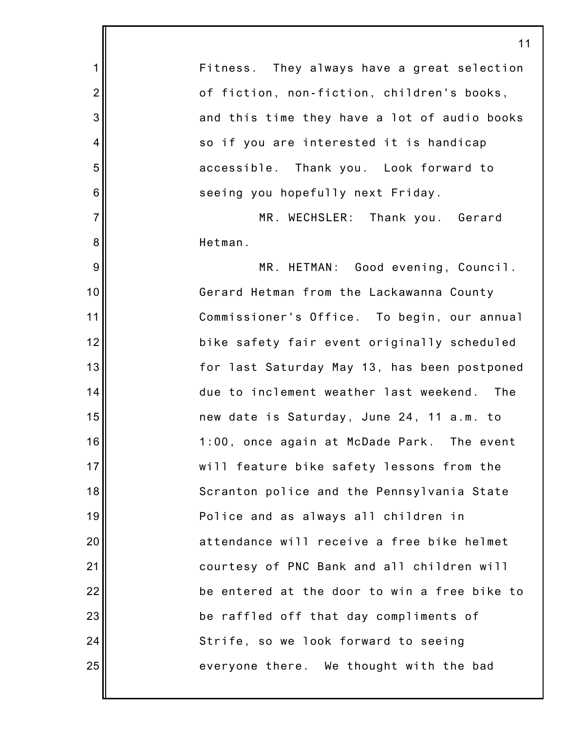Fitness. They always have a great selection of fiction, non-fiction, children's books, and this time they have a lot of audio books so if you are interested it is handicap accessible. Thank you. Look forward to seeing you hopefully next Friday.

MR. WECHSLER: Thank you. Gerard Hetman.

MR. HETMAN: Good evening, Council. Gerard Hetman from the Lackawanna County Commissioner's Office. To begin, our annual bike safety fair event originally scheduled for last Saturday May 13, has been postponed due to inclement weather last weekend. The new date is Saturday, June 24, 11 a.m. to 1:00, once again at McDade Park. The event will feature bike safety lessons from the Scranton police and the Pennsylvania State Police and as always all children in attendance will receive a free bike helmet courtesy of PNC Bank and all children will be entered at the door to win a free bike to be raffled off that day compliments of Strife, so we look forward to seeing everyone there. We thought with the bad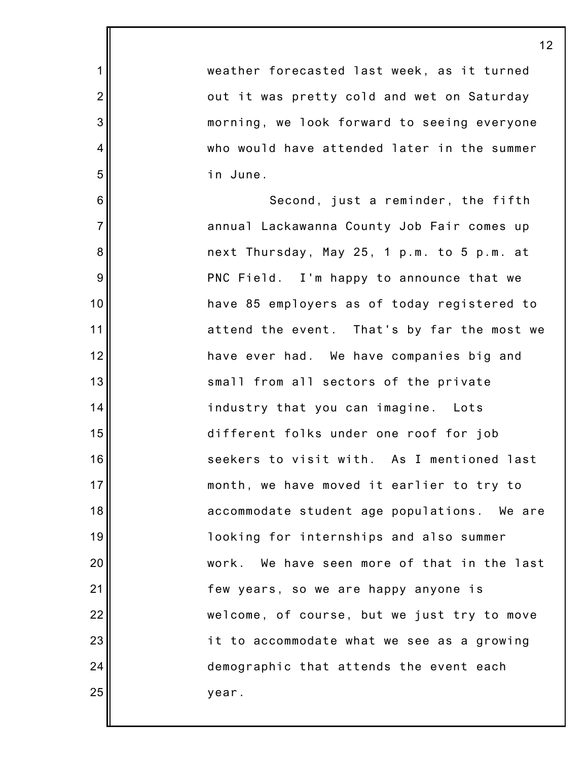weather forecasted last week, as it turned out it was pretty cold and wet on Saturday morning, we look forward to seeing everyone who would have attended later in the summer in June.

Second, just a reminder, the fifth annual Lackawanna County Job Fair comes up next Thursday, May 25, 1 p.m. to 5 p.m. at PNC Field. I'm happy to announce that we have 85 employers as of today registered to attend the event. That's by far the most we have ever had. We have companies big and small from all sectors of the private industry that you can imagine. Lots different folks under one roof for job seekers to visit with. As I mentioned last month, we have moved it earlier to try to accommodate student age populations. We are looking for internships and also summer work. We have seen more of that in the last few years, so we are happy anyone is welcome, of course, but we just try to move it to accommodate what we see as a growing demographic that attends the event each year.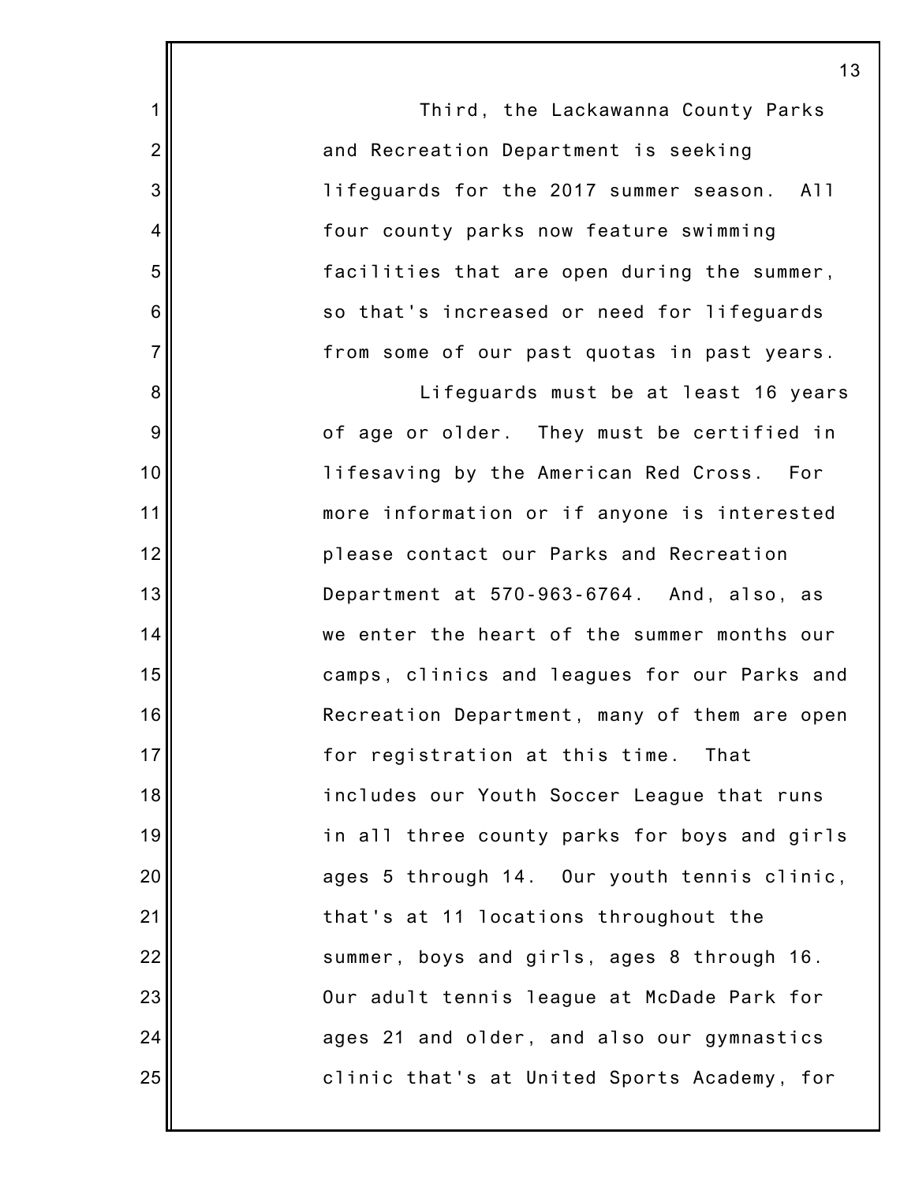Third, the Lackawanna County Parks and Recreation Department is seeking lifeguards for the 2017 summer season. All four county parks now feature swimming facilities that are open during the summer, so that's increased or need for lifeguards from some of our past quotas in past years.

Lifeguards must be at least 16 years of age or older. They must be certified in lifesaving by the American Red Cross. For more information or if anyone is interested please contact our Parks and Recreation Department at 570-963-6764. And, also, as we enter the heart of the summer months our camps, clinics and leagues for our Parks and Recreation Department, many of them are open for registration at this time. That includes our Youth Soccer League that runs in all three county parks for boys and girls ages 5 through 14. Our youth tennis clinic, that's at 11 locations throughout the summer, boys and girls, ages 8 through 16. Our adult tennis league at McDade Park for ages 21 and older, and also our gymnastics clinic that's at United Sports Academy, for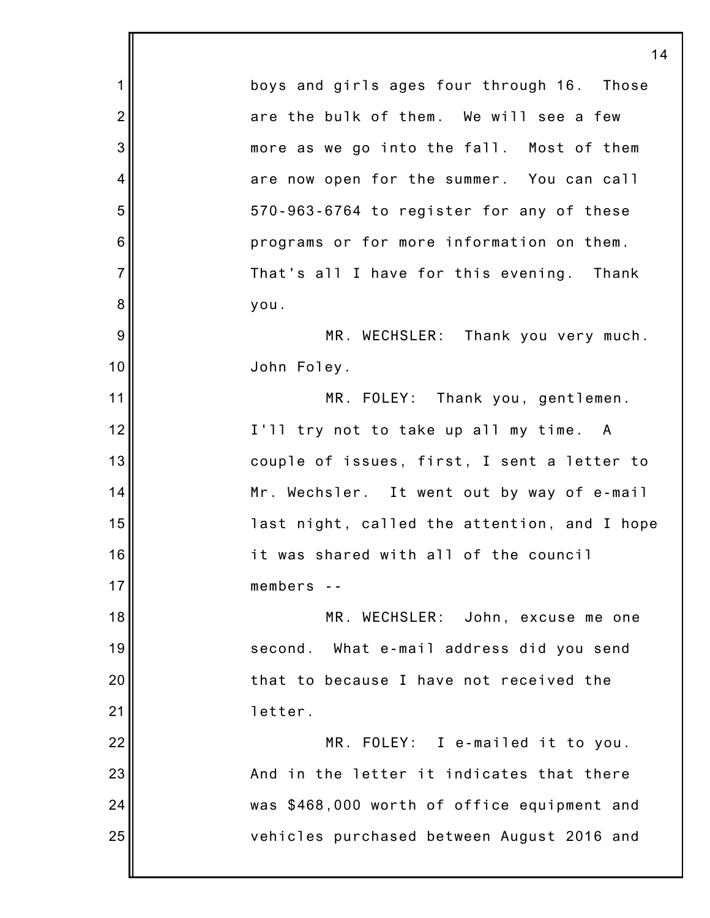boys and girls ages four through 16. Those are the bulk of them. We will see a few more as we go into the fall. Most of them are now open for the summer. You can call 570-963-6764 to register for any of these programs or for more information on them. That's all I have for this evening. Thank you.

MR. WECHSLER: Thank you very much. John Foley.

MR. FOLEY: Thank you, gentlemen. I'll try not to take up all my time. A couple of issues, first, I sent a letter to Mr. Wechsler. It went out by way of e-mail last night, called the attention, and I hope it was shared with all of the council members --

MR. WECHSLER: John, excuse me one second. What e-mail address did you send that to because I have not received the letter.

MR. FOLEY: I e-mailed it to you. And in the letter it indicates that there was $468,000 worth of office equipment and vehicles purchased between August 2016 and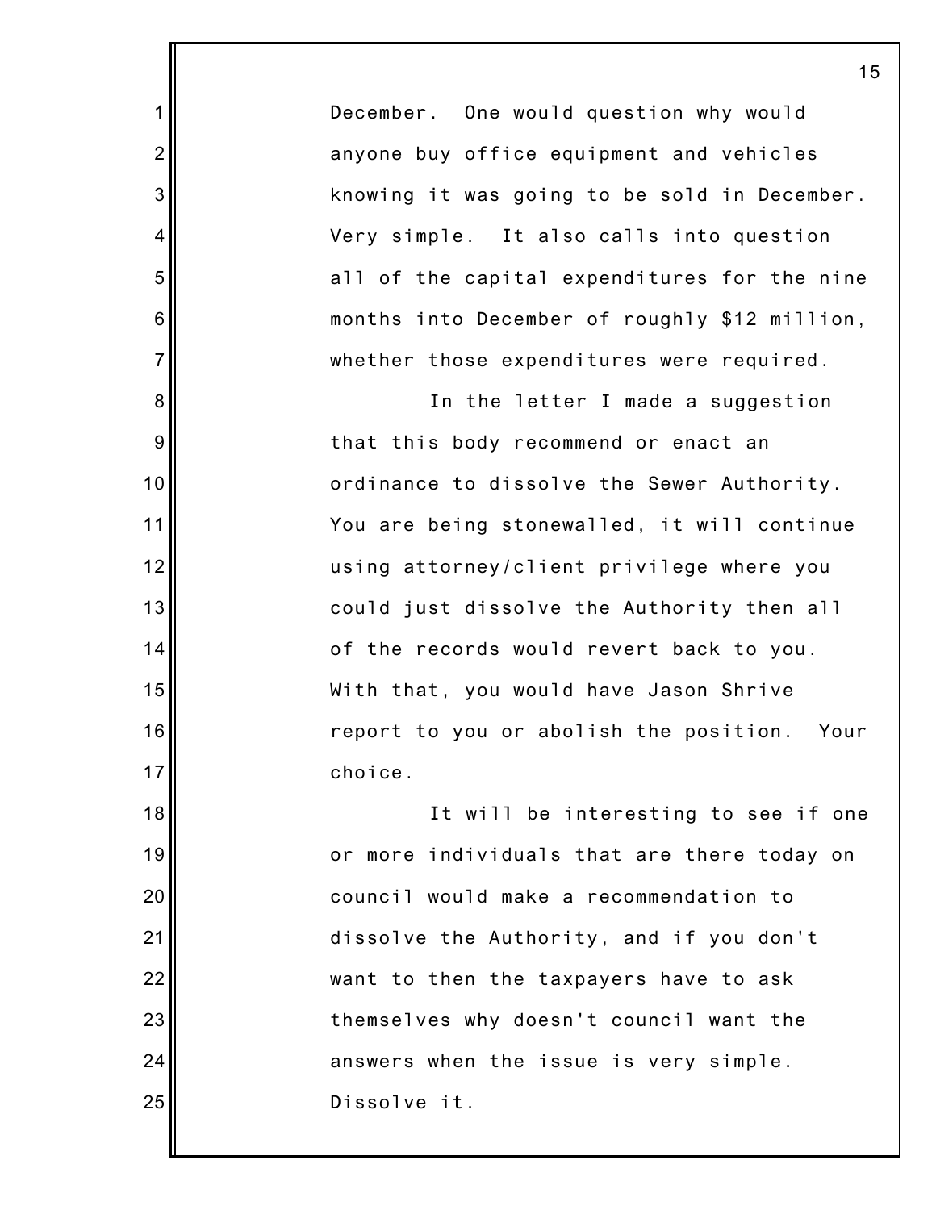December. One would question why would anyone buy office equipment and vehicles knowing it was going to be sold in December. Very simple. It also calls into question all of the capital expenditures for the nine months into December of roughly $12 million, whether those expenditures were required.

In the letter I made a suggestion that this body recommend or enact an ordinance to dissolve the Sewer Authority. You are being stonewalled, it will continue using attorney/client privilege where you could just dissolve the Authority then all of the records would revert back to you. With that, you would have Jason Shrive report to you or abolish the position. Your choice.

It will be interesting to see if one or more individuals that are there today on council would make a recommendation to dissolve the Authority, and if you don't want to then the taxpayers have to ask themselves why doesn't council want the answers when the issue is very simple. Dissolve it.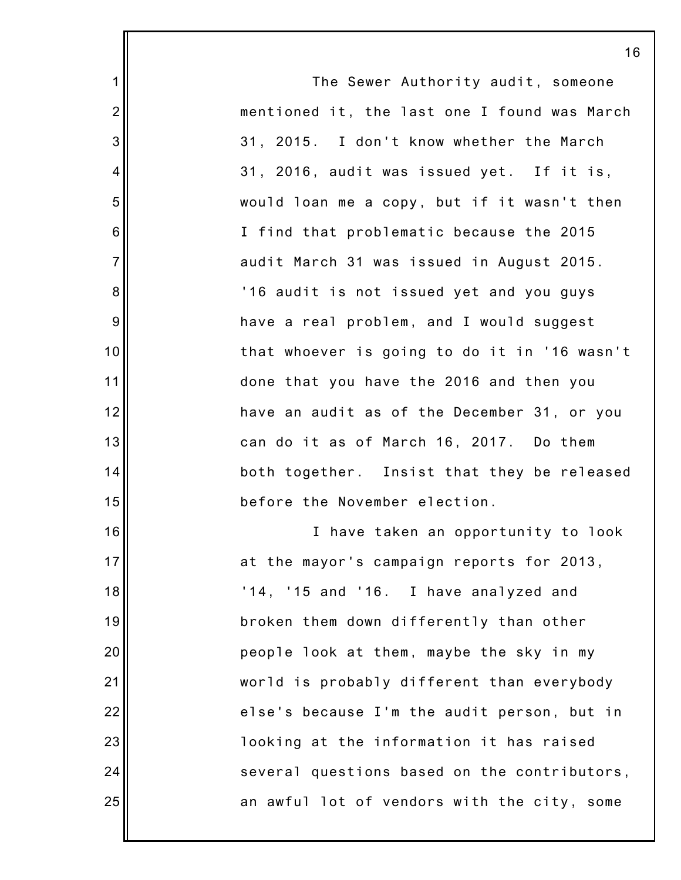The Sewer Authority audit, someone mentioned it, the last one I found was March 31, 2015. I don't know whether the March 31, 2016, audit was issued yet. If it is, would loan me a copy, but if it wasn't then I find that problematic because the 2015 audit March 31 was issued in August 2015. '16 audit is not issued yet and you guys have a real problem, and I would suggest that whoever is going to do it in '16 wasn't done that you have the 2016 and then you have an audit as of the December 31, or you can do it as of March 16, 2017. Do them both together. Insist that they be released before the November election.

I have taken an opportunity to look at the mayor's campaign reports for 2013, '14, '15 and '16. I have analyzed and broken them down differently than other people look at them, maybe the sky in my world is probably different than everybody else's because I'm the audit person, but in looking at the information it has raised several questions based on the contributors, an awful lot of vendors with the city, some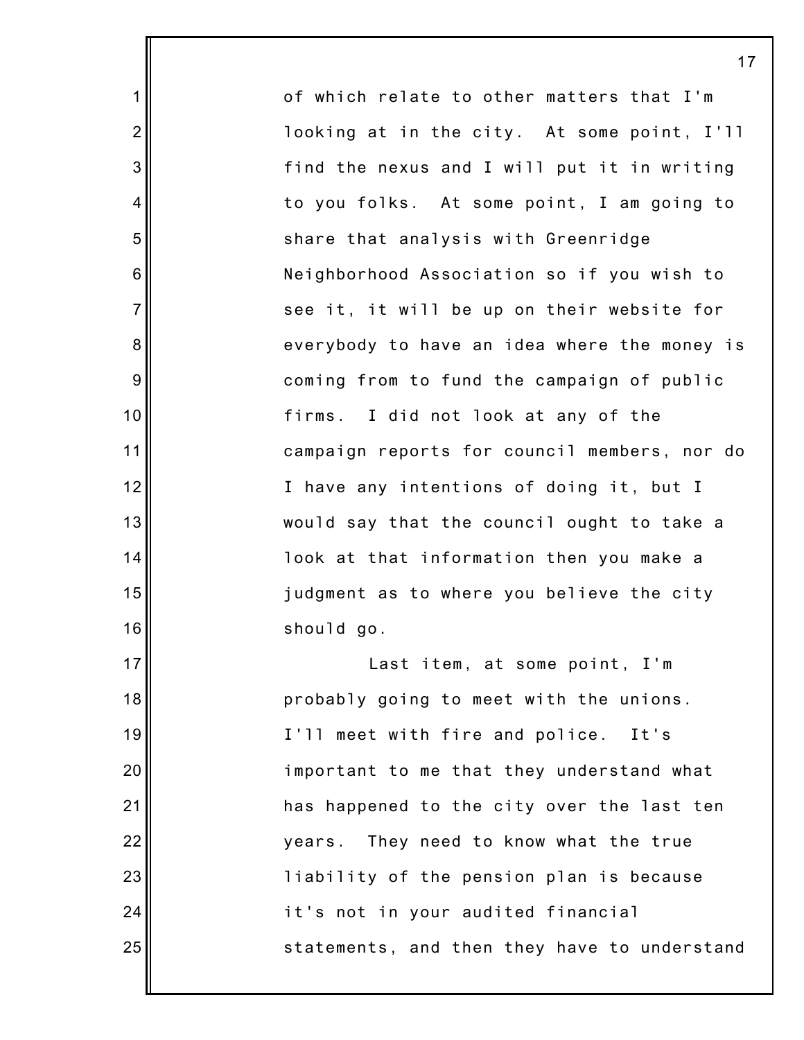of which relate to other matters that I'm looking at in the city. At some point, I'll find the nexus and I will put it in writing to you folks. At some point, I am going to share that analysis with Greenridge Neighborhood Association so if you wish to see it, it will be up on their website for everybody to have an idea where the money is coming from to fund the campaign of public firms. I did not look at any of the campaign reports for council members, nor do I have any intentions of doing it, but I would say that the council ought to take a look at that information then you make a judgment as to where you believe the city should go.

Last item, at some point, I'm probably going to meet with the unions. I'll meet with fire and police. It's important to me that they understand what has happened to the city over the last ten years. They need to know what the true liability of the pension plan is because it's not in your audited financial statements, and then they have to understand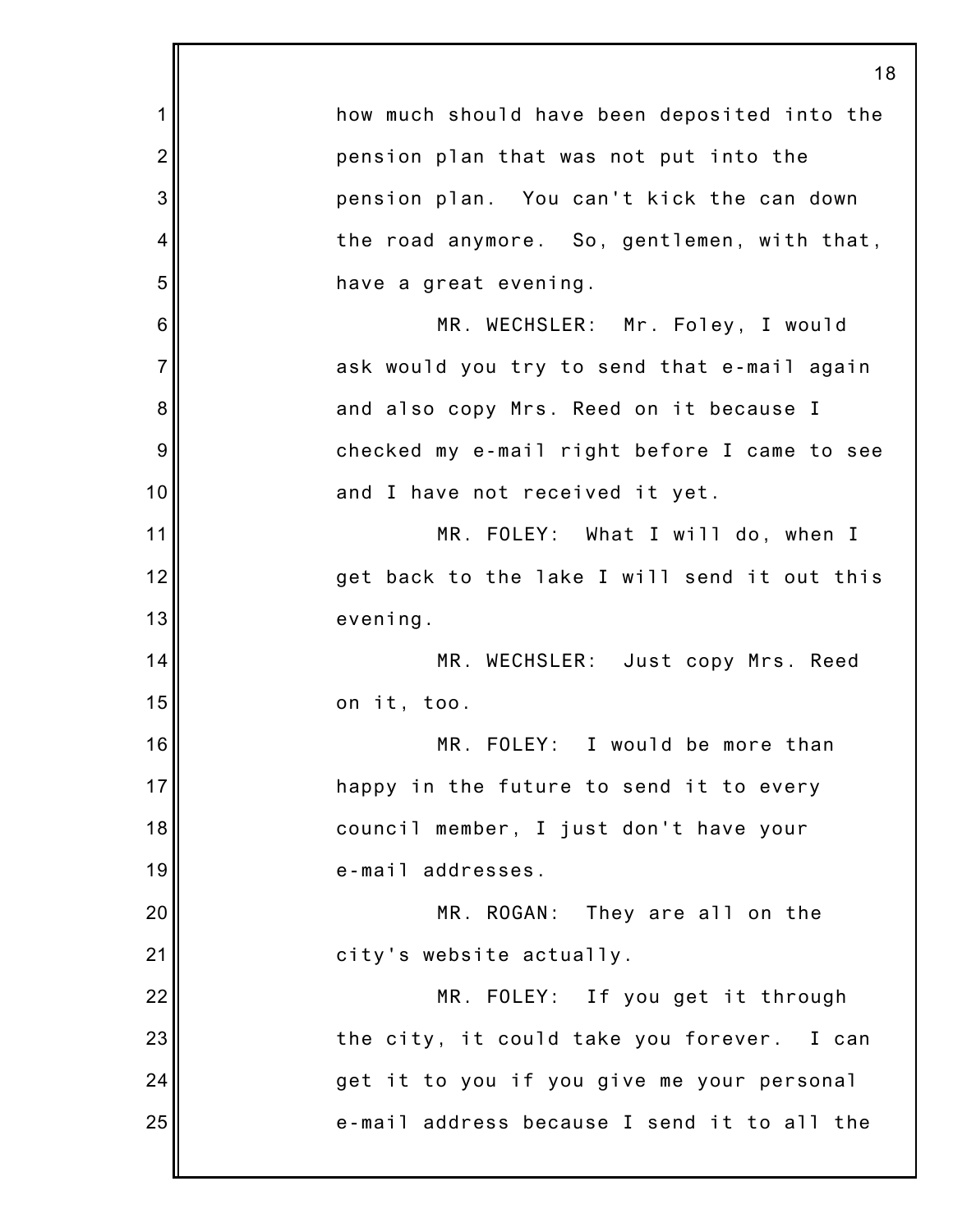how much should have been deposited into the pension plan that was not put into the pension plan. You can't kick the can down the road anymore. So, gentlemen, with that, have a great evening.

MR. WECHSLER: Mr. Foley, I would ask would you try to send that e-mail again and also copy Mrs. Reed on it because I checked my e-mail right before I came to see and I have not received it yet.

MR. FOLEY: What I will do, when I get back to the lake I will send it out this evening.

MR. WECHSLER: Just copy Mrs. Reed on it, too.

MR. FOLEY: I would be more than happy in the future to send it to every council member, I just don't have your e-mail addresses.

MR. ROGAN: They are all on the city's website actually.

MR. FOLEY: If you get it through the city, it could take you forever. I can get it to you if you give me your personal e-mail address because I send it to all the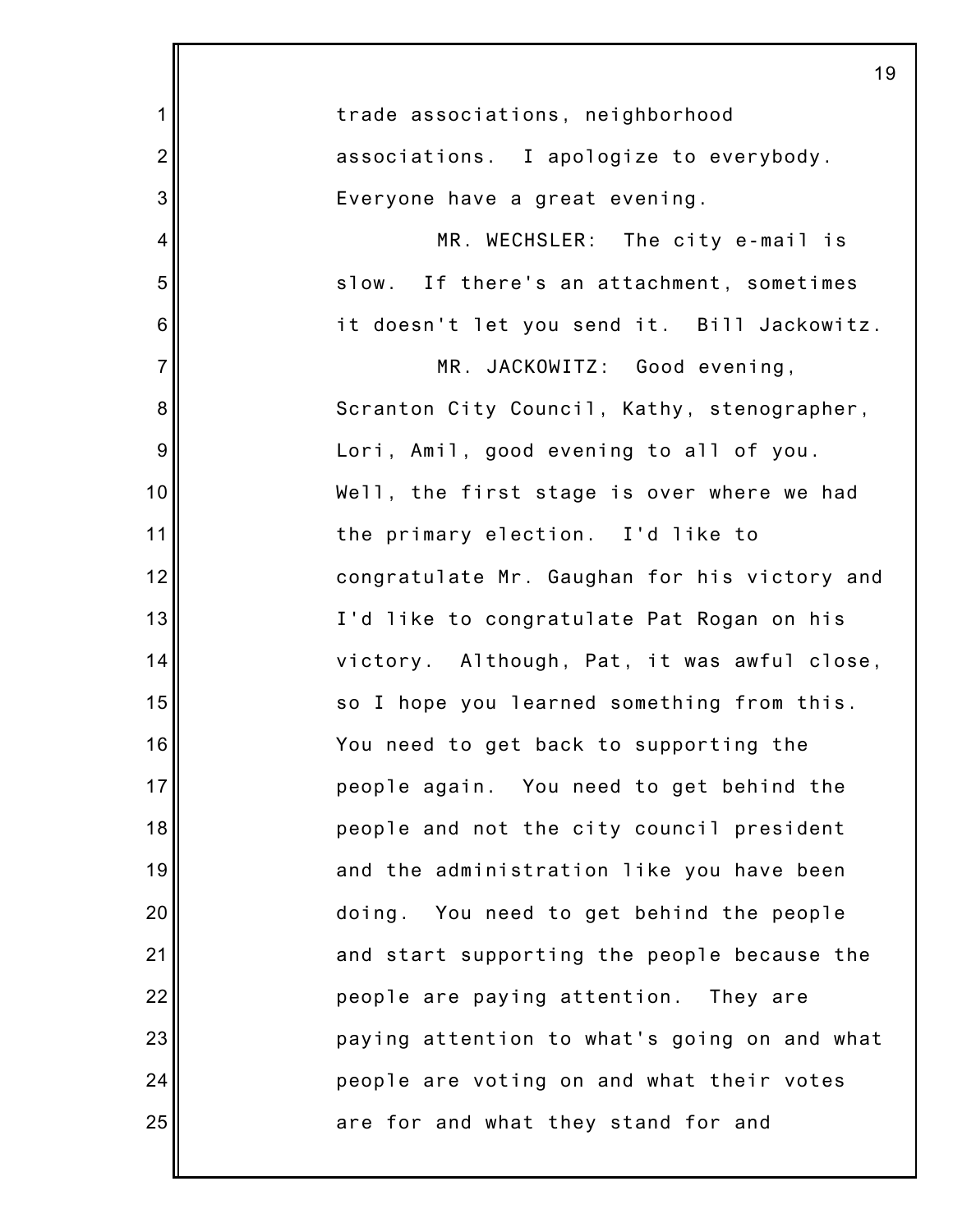trade associations, neighborhood associations. I apologize to everybody. Everyone have a great evening.

MR. WECHSLER: The city e-mail is slow. If there's an attachment, sometimes it doesn't let you send it. Bill Jackowitz.

MR. JACKOWITZ: Good evening, Scranton City Council, Kathy, stenographer, Lori, Amil, good evening to all of you. Well, the first stage is over where we had the primary election. I'd like to congratulate Mr. Gaughan for his victory and I'd like to congratulate Pat Rogan on his victory. Although, Pat, it was awful close, so I hope you learned something from this. You need to get back to supporting the people again. You need to get behind the people and not the city council president and the administration like you have been doing. You need to get behind the people and start supporting the people because the people are paying attention. They are paying attention to what's going on and what people are voting on and what their votes are for and what they stand for and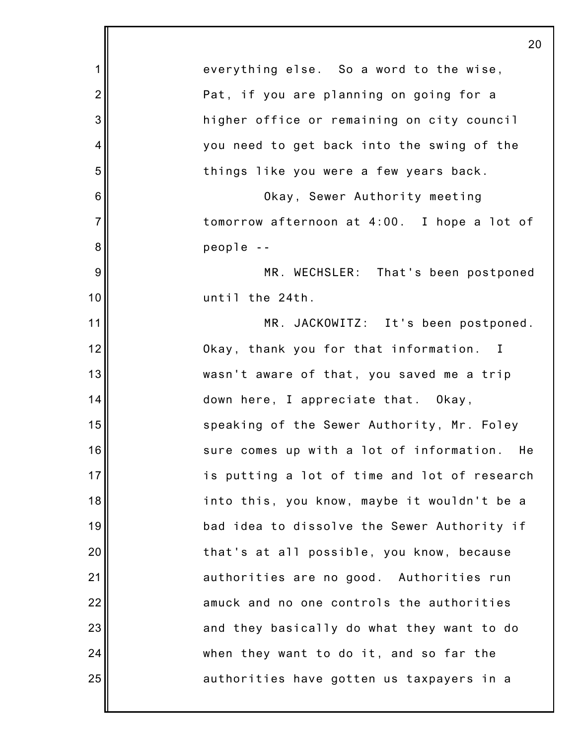everything else. So a word to the wise, Pat, if you are planning on going for a higher office or remaining on city council you need to get back into the swing of the things like you were a few years back.

Okay, Sewer Authority meeting tomorrow afternoon at 4:00. I hope a lot of people --

MR. WECHSLER: That's been postponed until the 24th.

MR. JACKOWITZ: It's been postponed. Okay, thank you for that information. I wasn't aware of that, you saved me a trip down here, I appreciate that. Okay, speaking of the Sewer Authority, Mr. Foley sure comes up with a lot of information. He is putting a lot of time and lot of research into this, you know, maybe it wouldn't be a bad idea to dissolve the Sewer Authority if that's at all possible, you know, because authorities are no good. Authorities run amuck and no one controls the authorities and they basically do what they want to do when they want to do it, and so far the authorities have gotten us taxpayers in a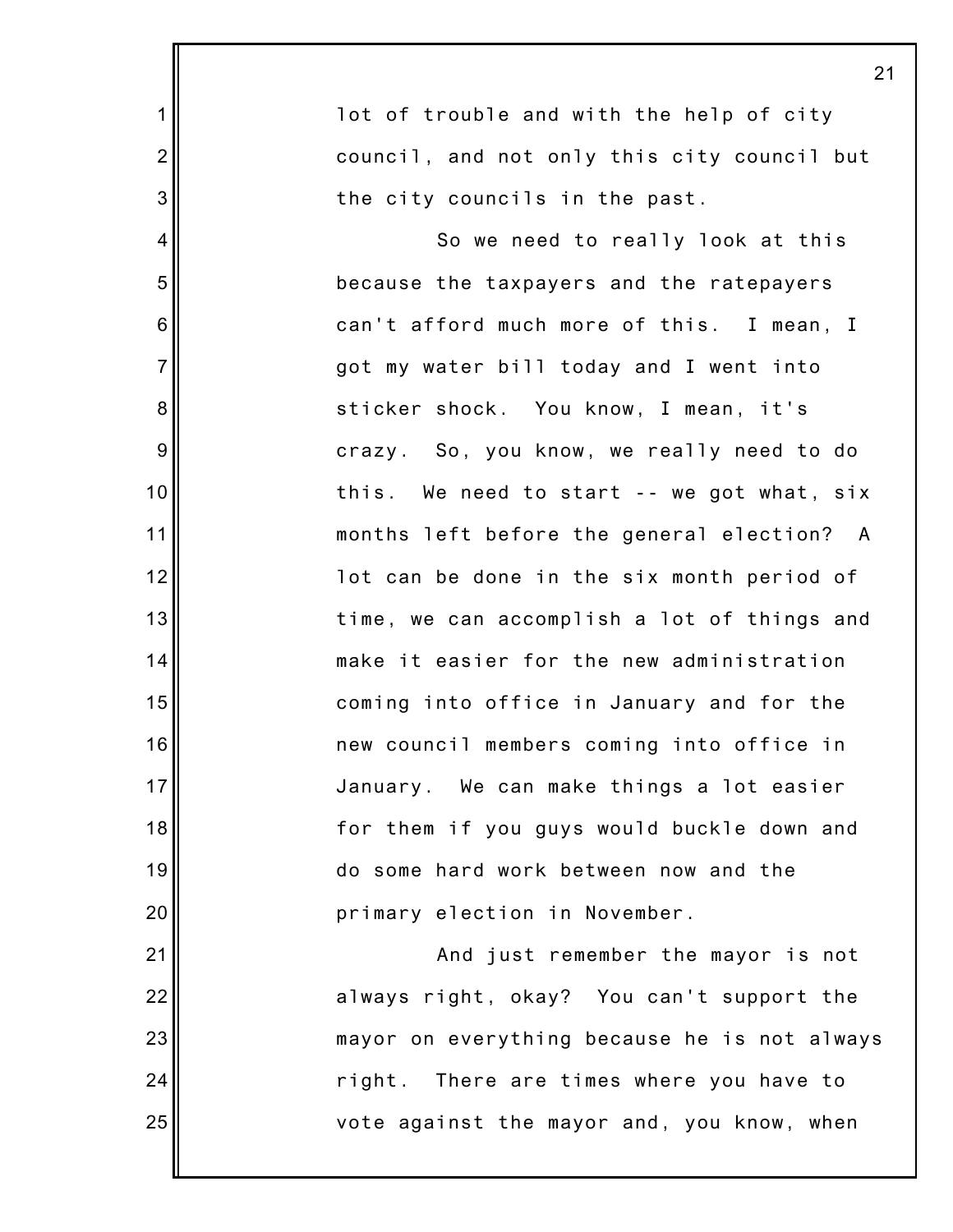lot of trouble and with the help of city council, and not only this city council but the city councils in the past.

So we need to really look at this because the taxpayers and the ratepayers can't afford much more of this. I mean, I got my water bill today and I went into sticker shock. You know, I mean, it's crazy. So, you know, we really need to do this. We need to start -- we got what, six months left before the general election? A lot can be done in the six month period of time, we can accomplish a lot of things and make it easier for the new administration coming into office in January and for the new council members coming into office in January. We can make things a lot easier for them if you guys would buckle down and do some hard work between now and the primary election in November.

And just remember the mayor is not always right, okay? You can't support the mayor on everything because he is not always right. There are times where you have to vote against the mayor and, you know, when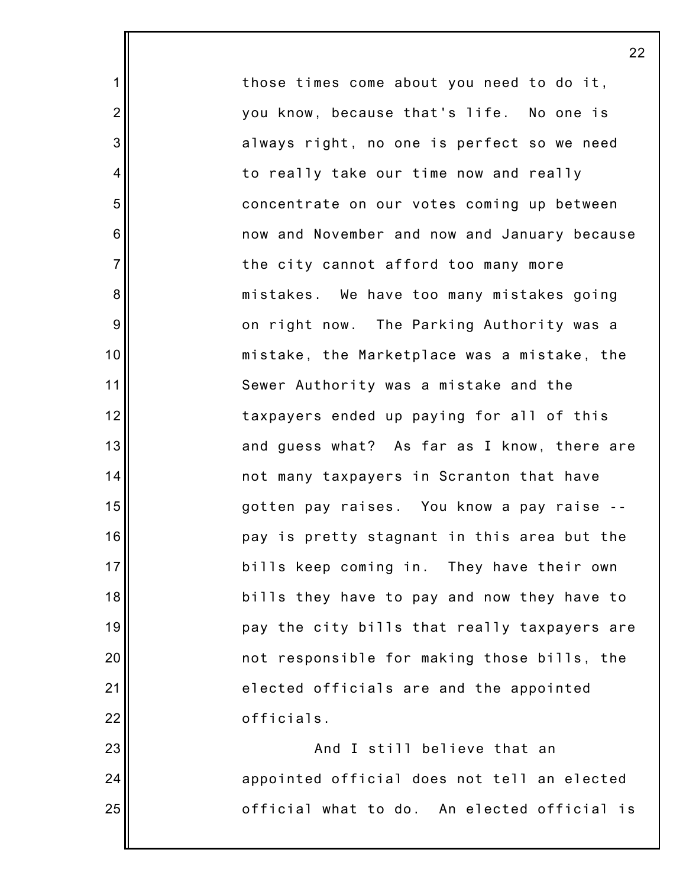those times come about you need to do it, you know, because that's life. No one is always right, no one is perfect so we need to really take our time now and really concentrate on our votes coming up between now and November and now and January because the city cannot afford too many more mistakes. We have too many mistakes going on right now. The Parking Authority was a mistake, the Marketplace was a mistake, the Sewer Authority was a mistake and the taxpayers ended up paying for all of this and guess what? As far as I know, there are not many taxpayers in Scranton that have gotten pay raises. You know a pay raise -- pay is pretty stagnant in this area but the bills keep coming in. They have their own bills they have to pay and now they have to pay the city bills that really taxpayers are not responsible for making those bills, the elected officials are and the appointed officials.

And I still believe that an appointed official does not tell an elected official what to do. An elected official is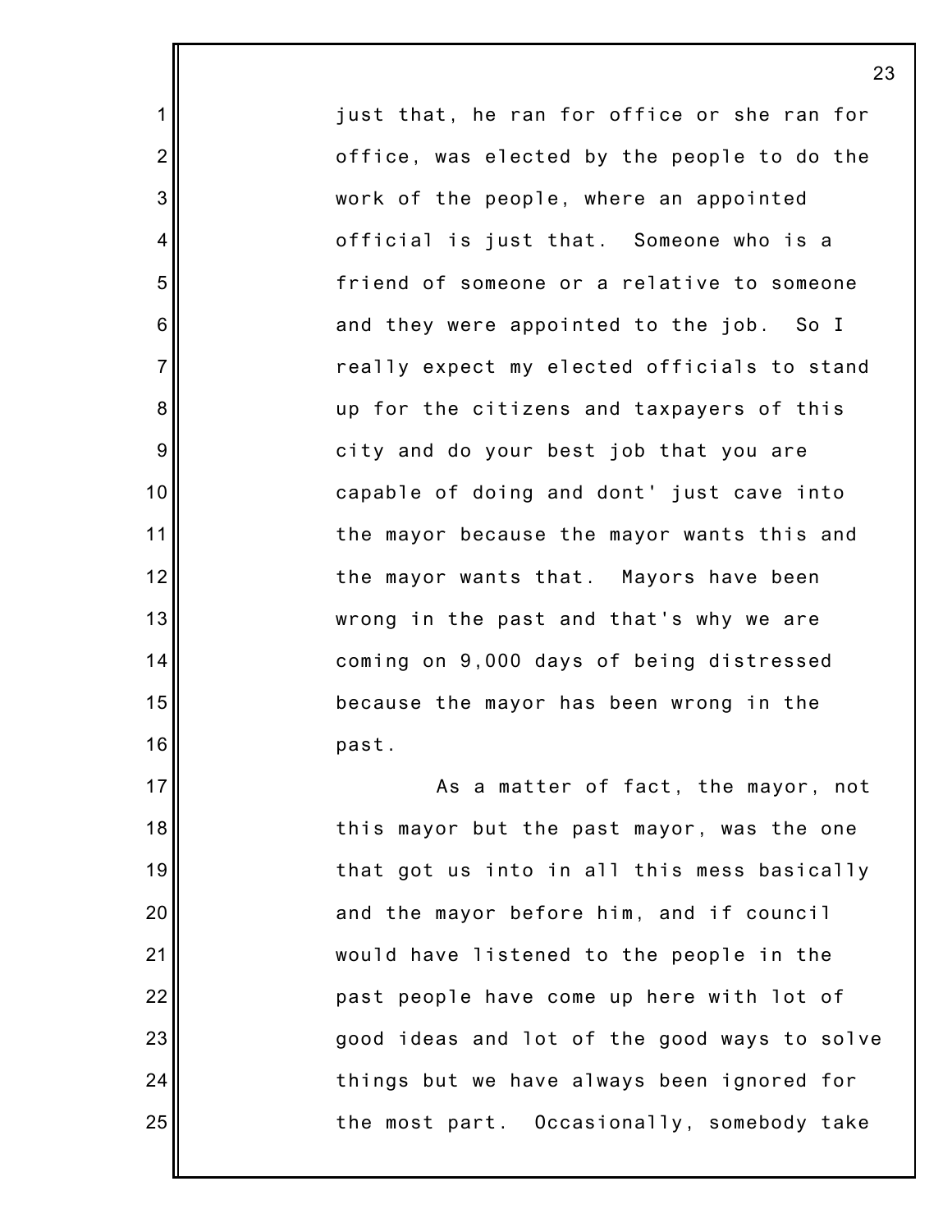just that, he ran for office or she ran for office, was elected by the people to do the work of the people, where an appointed official is just that. Someone who is a friend of someone or a relative to someone and they were appointed to the job. So I really expect my elected officials to stand up for the citizens and taxpayers of this city and do your best job that you are capable of doing and dont' just cave into the mayor because the mayor wants this and the mayor wants that. Mayors have been wrong in the past and that's why we are coming on 9,000 days of being distressed because the mayor has been wrong in the past.

As a matter of fact, the mayor, not this mayor but the past mayor, was the one that got us into in all this mess basically and the mayor before him, and if council would have listened to the people in the past people have come up here with lot of good ideas and lot of the good ways to solve things but we have always been ignored for the most part. Occasionally, somebody take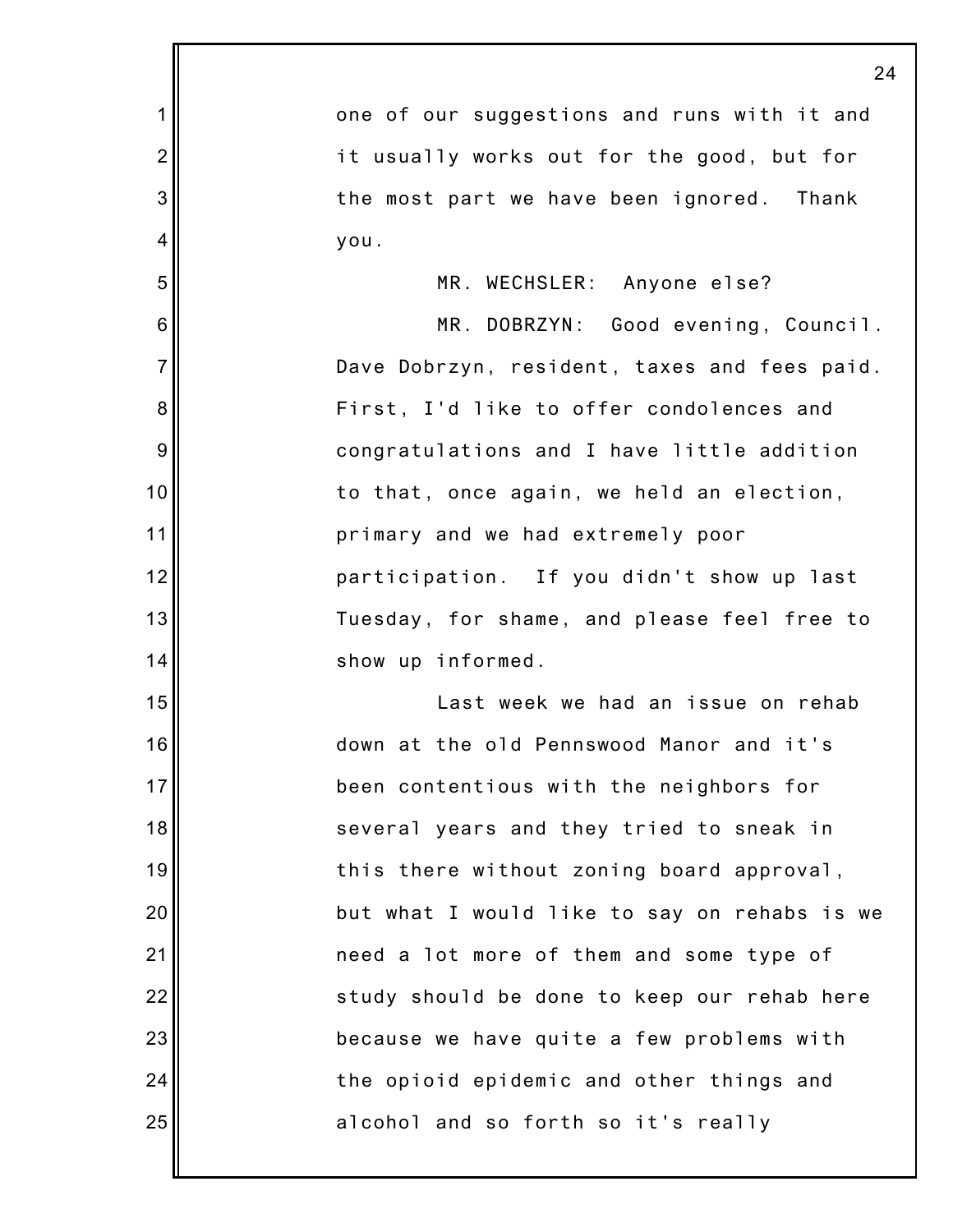one of our suggestions and runs with it and it usually works out for the good, but for the most part we have been ignored. Thank you.

MR. WECHSLER: Anyone else?

MR. DOBRZYN: Good evening, Council. Dave Dobrzyn, resident, taxes and fees paid. First, I'd like to offer condolences and congratulations and I have little addition to that, once again, we held an election, primary and we had extremely poor participation. If you didn't show up last Tuesday, for shame, and please feel free to show up informed.

Last week we had an issue on rehab down at the old Pennswood Manor and it's been contentious with the neighbors for several years and they tried to sneak in this there without zoning board approval, but what I would like to say on rehabs is we need a lot more of them and some type of study should be done to keep our rehab here because we have quite a few problems with the opioid epidemic and other things and alcohol and so forth so it's really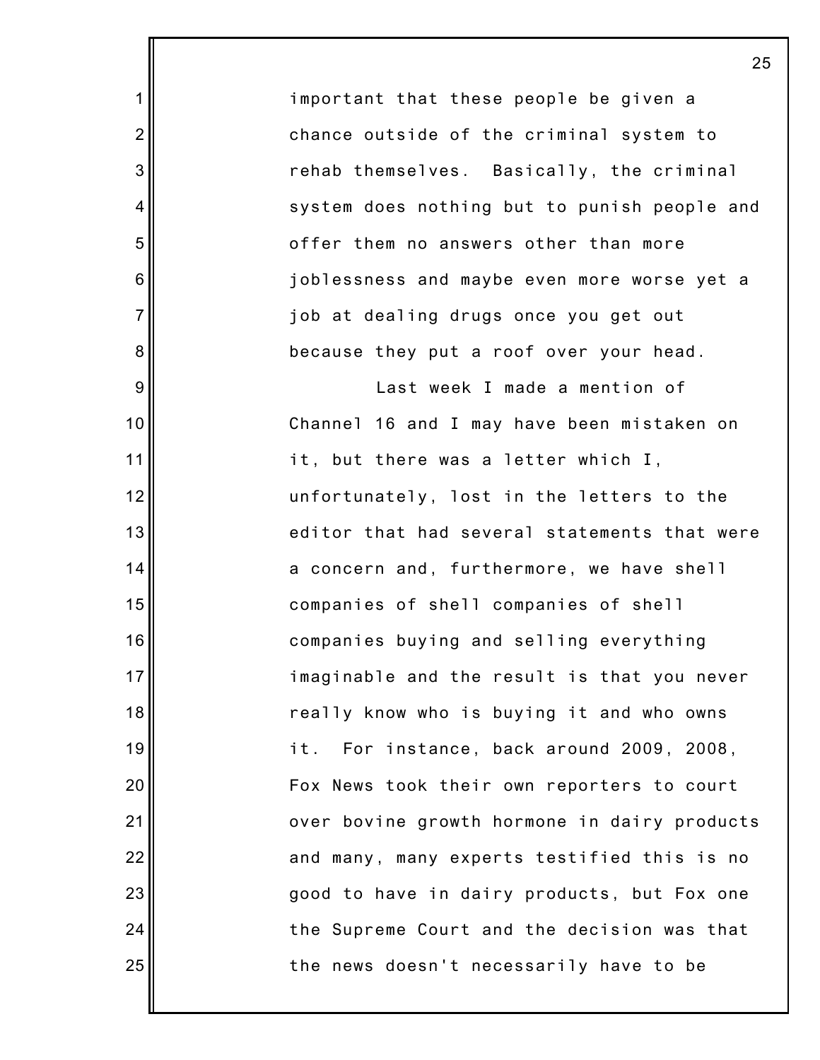important that these people be given a chance outside of the criminal system to rehab themselves. Basically, the criminal system does nothing but to punish people and offer them no answers other than more joblessness and maybe even more worse yet a job at dealing drugs once you get out because they put a roof over your head.

Last week I made a mention of Channel 16 and I may have been mistaken on it, but there was a letter which I, unfortunately, lost in the letters to the editor that had several statements that were a concern and, furthermore, we have shell companies of shell companies of shell companies buying and selling everything imaginable and the result is that you never really know who is buying it and who owns it. For instance, back around 2009, 2008, Fox News took their own reporters to court over bovine growth hormone in dairy products and many, many experts testified this is no good to have in dairy products, but Fox one the Supreme Court and the decision was that the news doesn't necessarily have to be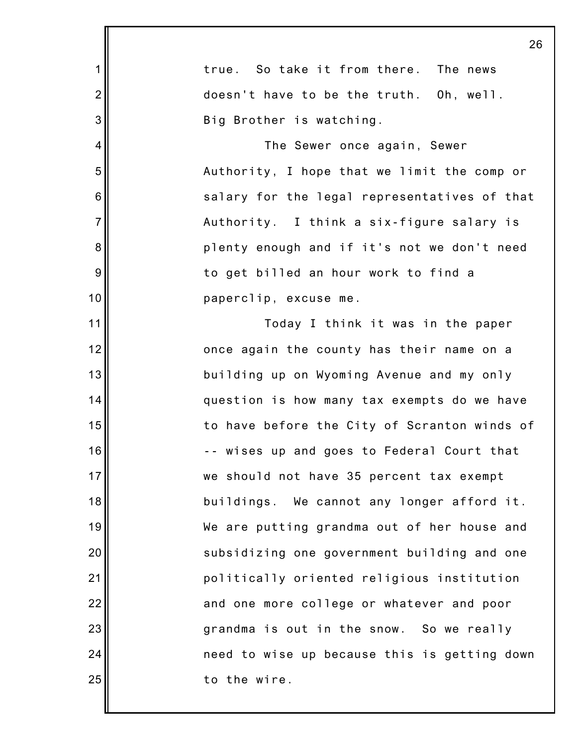true. So take it from there. The news doesn't have to be the truth. Oh, well. Big Brother is watching.

The Sewer once again, Sewer Authority, I hope that we limit the comp or salary for the legal representatives of that Authority. I think a six-figure salary is plenty enough and if it's not we don't need to get billed an hour work to find a paperclip, excuse me.

Today I think it was in the paper once again the county has their name on a building up on Wyoming Avenue and my only question is how many tax exempts do we have to have before the City of Scranton winds of -- wises up and goes to Federal Court that we should not have 35 percent tax exempt buildings. We cannot any longer afford it. We are putting grandma out of her house and subsidizing one government building and one politically oriented religious institution and one more college or whatever and poor grandma is out in the snow. So we really need to wise up because this is getting down to the wire.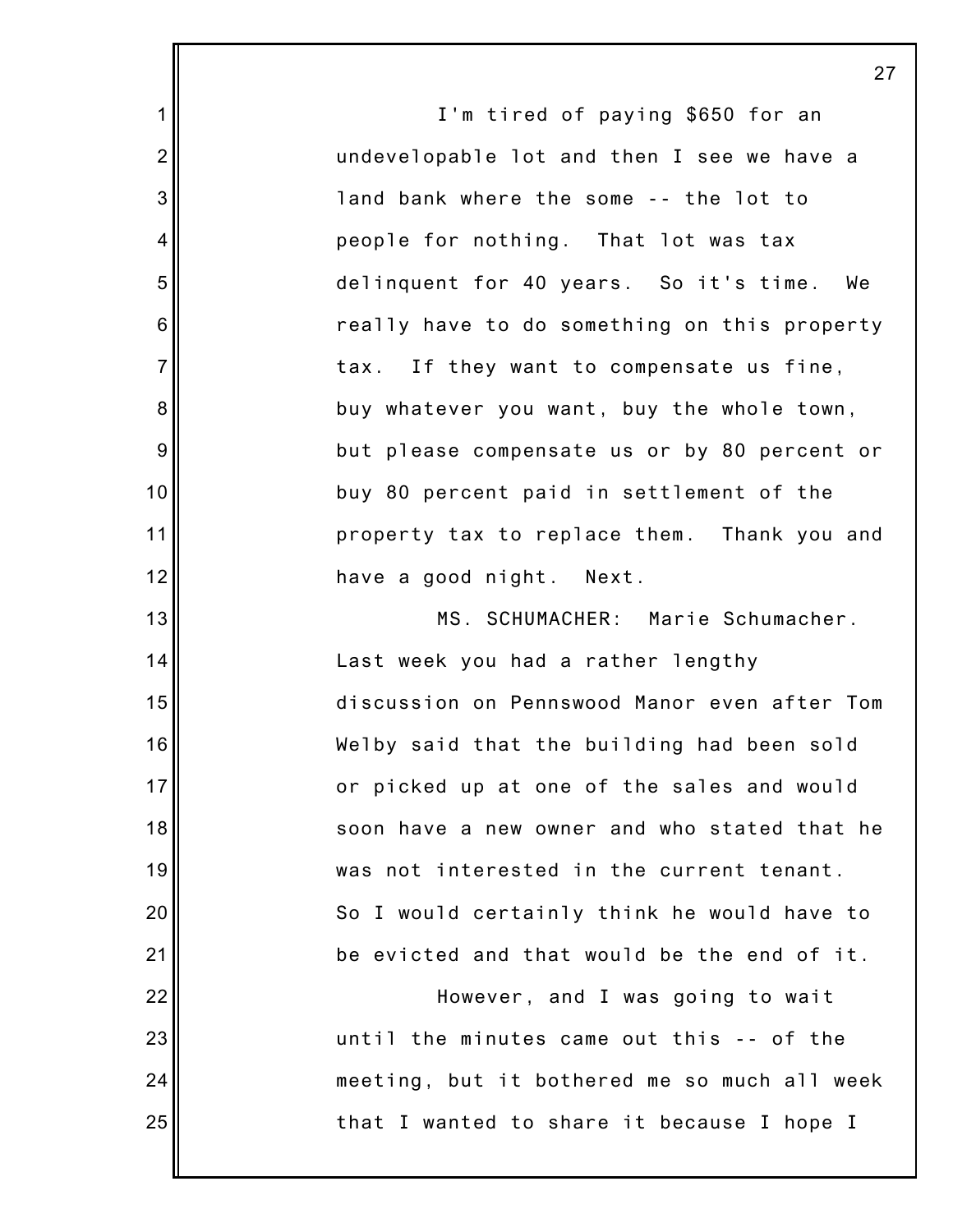I'm tired of paying $650 for an undevelopable lot and then I see we have a land bank where the some -- the lot to people for nothing. That lot was tax delinquent for 40 years. So it's time. We really have to do something on this property tax. If they want to compensate us fine, buy whatever you want, buy the whole town, but please compensate us or by 80 percent or buy 80 percent paid in settlement of the property tax to replace them. Thank you and have a good night. Next.

MS. SCHUMACHER: Marie Schumacher. Last week you had a rather lengthy discussion on Pennswood Manor even after Tom Welby said that the building had been sold or picked up at one of the sales and would soon have a new owner and who stated that he was not interested in the current tenant. So I would certainly think he would have to be evicted and that would be the end of it.

However, and I was going to wait until the minutes came out this -- of the meeting, but it bothered me so much all week that I wanted to share it because I hope I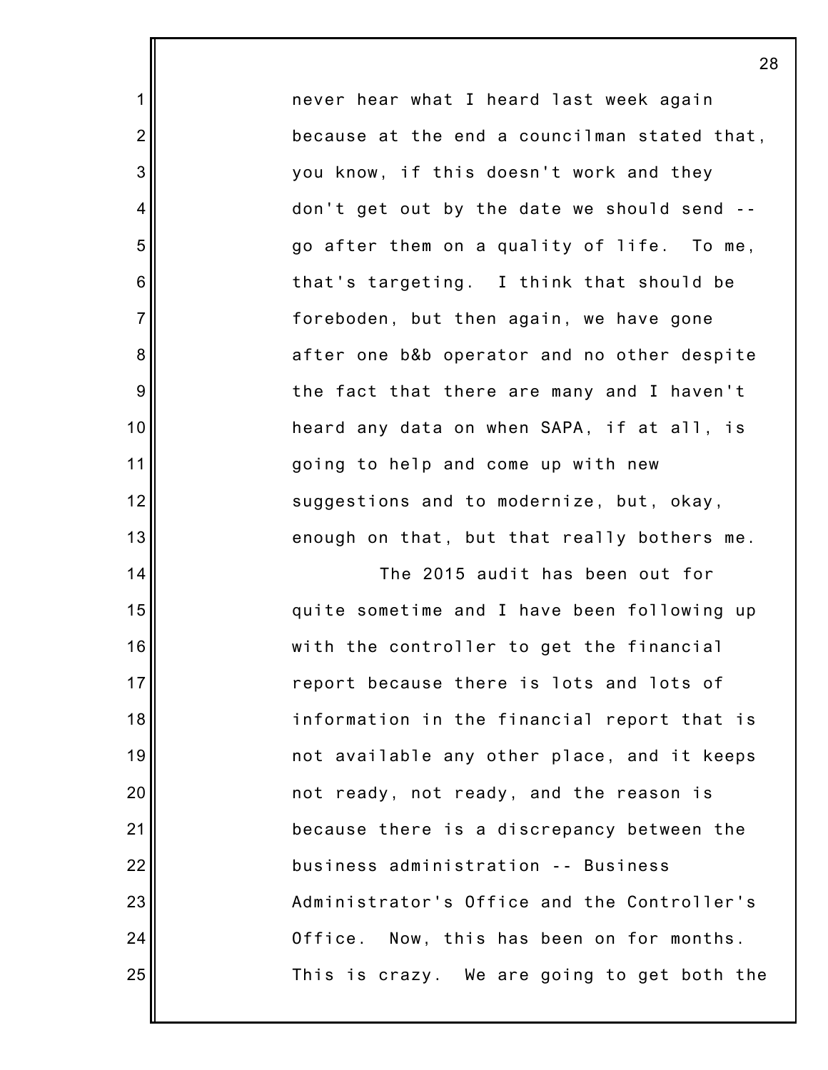never hear what I heard last week again because at the end a councilman stated that, you know, if this doesn't work and they don't get out by the date we should send -- go after them on a quality of life. To me, that's targeting. I think that should be foreboden, but then again, we have gone after one b&b operator and no other despite the fact that there are many and I haven't heard any data on when SAPA, if at all, is going to help and come up with new suggestions and to modernize, but, okay, enough on that, but that really bothers me.

The 2015 audit has been out for quite sometime and I have been following up with the controller to get the financial report because there is lots and lots of information in the financial report that is not available any other place, and it keeps not ready, not ready, and the reason is because there is a discrepancy between the business administration -- Business Administrator's Office and the Controller's Office. Now, this has been on for months. This is crazy. We are going to get both the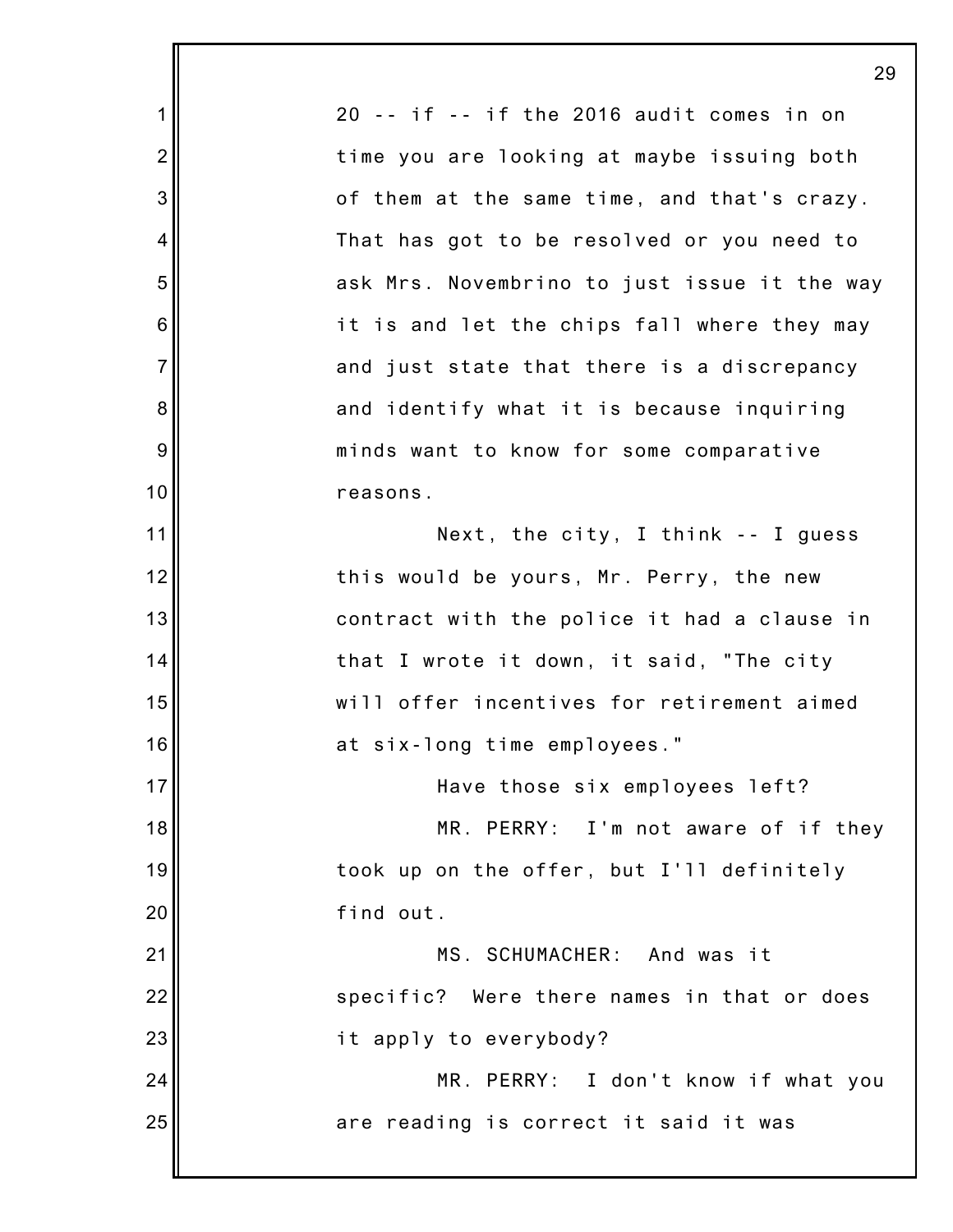20 -- if -- if the 2016 audit comes in on time you are looking at maybe issuing both of them at the same time, and that's crazy. That has got to be resolved or you need to ask Mrs. Novembrino to just issue it the way it is and let the chips fall where they may and just state that there is a discrepancy and identify what it is because inquiring minds want to know for some comparative reasons.

Next, the city, I think -- I guess this would be yours, Mr. Perry, the new contract with the police it had a clause in that I wrote it down, it said, "The city will offer incentives for retirement aimed at six-long time employees."

Have those six employees left?

MR. PERRY: I'm not aware of if they took up on the offer, but I'll definitely find out.

MS. SCHUMACHER: And was it specific? Were there names in that or does it apply to everybody?

MR. PERRY: I don't know if what you are reading is correct it said it was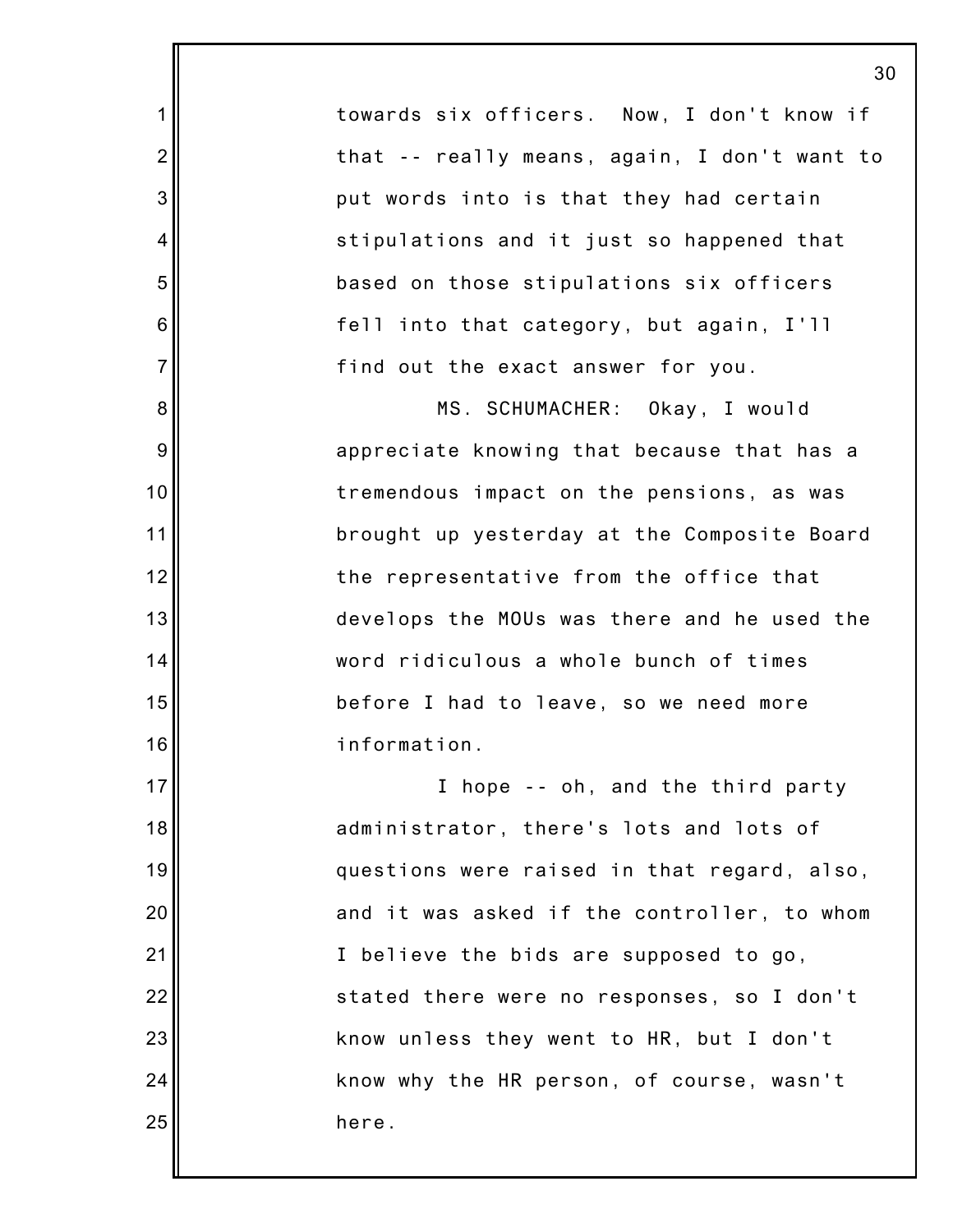towards six officers. Now, I don't know if that -- really means, again, I don't want to put words into is that they had certain stipulations and it just so happened that based on those stipulations six officers fell into that category, but again, I'll find out the exact answer for you.

MS. SCHUMACHER: Okay, I would appreciate knowing that because that has a tremendous impact on the pensions, as was brought up yesterday at the Composite Board the representative from the office that develops the MOUs was there and he used the word ridiculous a whole bunch of times before I had to leave, so we need more information.

I hope -- oh, and the third party administrator, there's lots and lots of questions were raised in that regard, also, and it was asked if the controller, to whom I believe the bids are supposed to go, stated there were no responses, so I don't know unless they went to HR, but I don't know why the HR person, of course, wasn't here.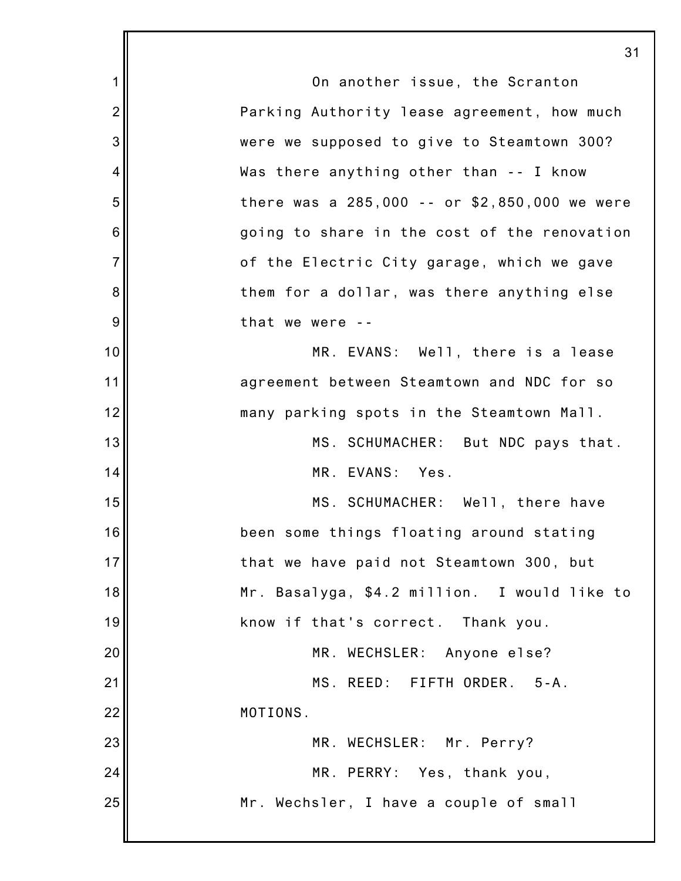On another issue, the Scranton Parking Authority lease agreement, how much were we supposed to give to Steamtown 300? Was there anything other than -- I know there was a 285,000 -- or $2,850,000 we were going to share in the cost of the renovation of the Electric City garage, which we gave them for a dollar, was there anything else that we were --

MR. EVANS: Well, there is a lease agreement between Steamtown and NDC for so many parking spots in the Steamtown Mall.

MS. SCHUMACHER: But NDC pays that.

MR. EVANS: Yes.

MS. SCHUMACHER: Well, there have been some things floating around stating that we have paid not Steamtown 300, but Mr. Basalyga, $4.2 million. I would like to know if that's correct. Thank you.

MR. WECHSLER: Anyone else?

MS. REED: FIFTH ORDER. 5-A. MOTIONS.

MR. WECHSLER: Mr. Perry?

MR. PERRY: Yes, thank you, Mr. Wechsler, I have a couple of small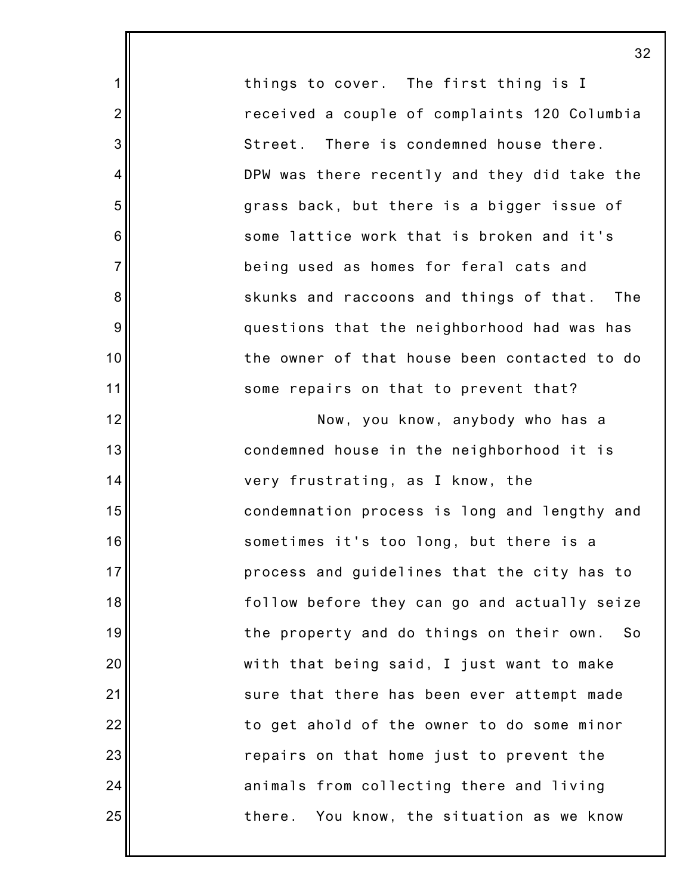things to cover. The first thing is I received a couple of complaints 120 Columbia Street. There is condemned house there. DPW was there recently and they did take the grass back, but there is a bigger issue of some lattice work that is broken and it's being used as homes for feral cats and skunks and raccoons and things of that. The questions that the neighborhood had was has the owner of that house been contacted to do some repairs on that to prevent that?

Now, you know, anybody who has a condemned house in the neighborhood it is very frustrating, as I know, the condemnation process is long and lengthy and sometimes it's too long, but there is a process and guidelines that the city has to follow before they can go and actually seize the property and do things on their own. So with that being said, I just want to make sure that there has been ever attempt made to get ahold of the owner to do some minor repairs on that home just to prevent the animals from collecting there and living there. You know, the situation as we know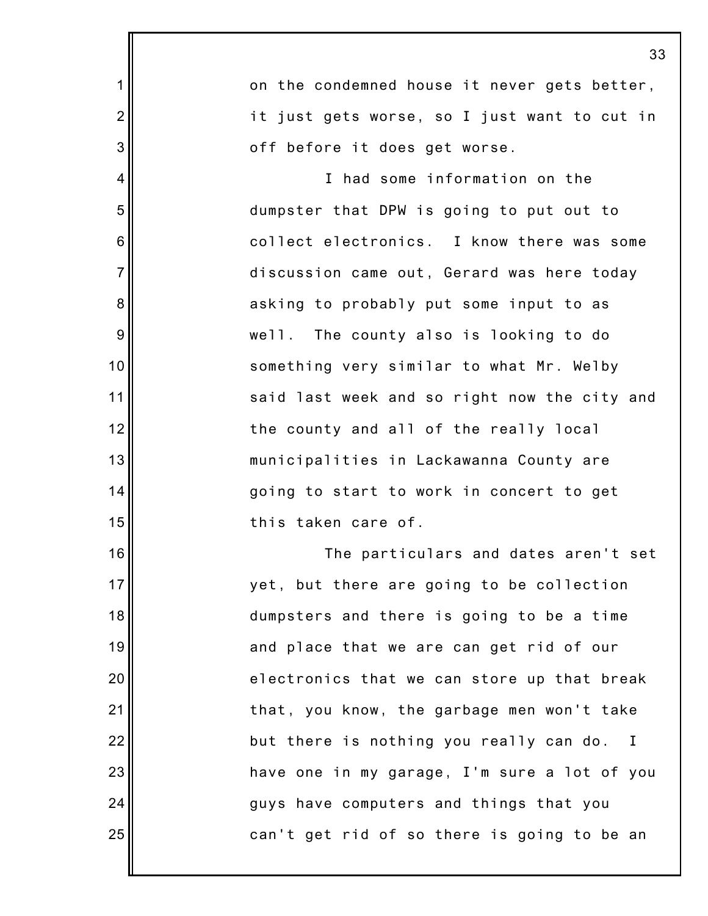on the condemned house it never gets better, it just gets worse, so I just want to cut in off before it does get worse.

I had some information on the dumpster that DPW is going to put out to collect electronics. I know there was some discussion came out, Gerard was here today asking to probably put some input to as well. The county also is looking to do something very similar to what Mr. Welby said last week and so right now the city and the county and all of the really local municipalities in Lackawanna County are going to start to work in concert to get this taken care of.

The particulars and dates aren't set yet, but there are going to be collection dumpsters and there is going to be a time and place that we are can get rid of our electronics that we can store up that break that, you know, the garbage men won't take but there is nothing you really can do. I have one in my garage, I'm sure a lot of you guys have computers and things that you can't get rid of so there is going to be an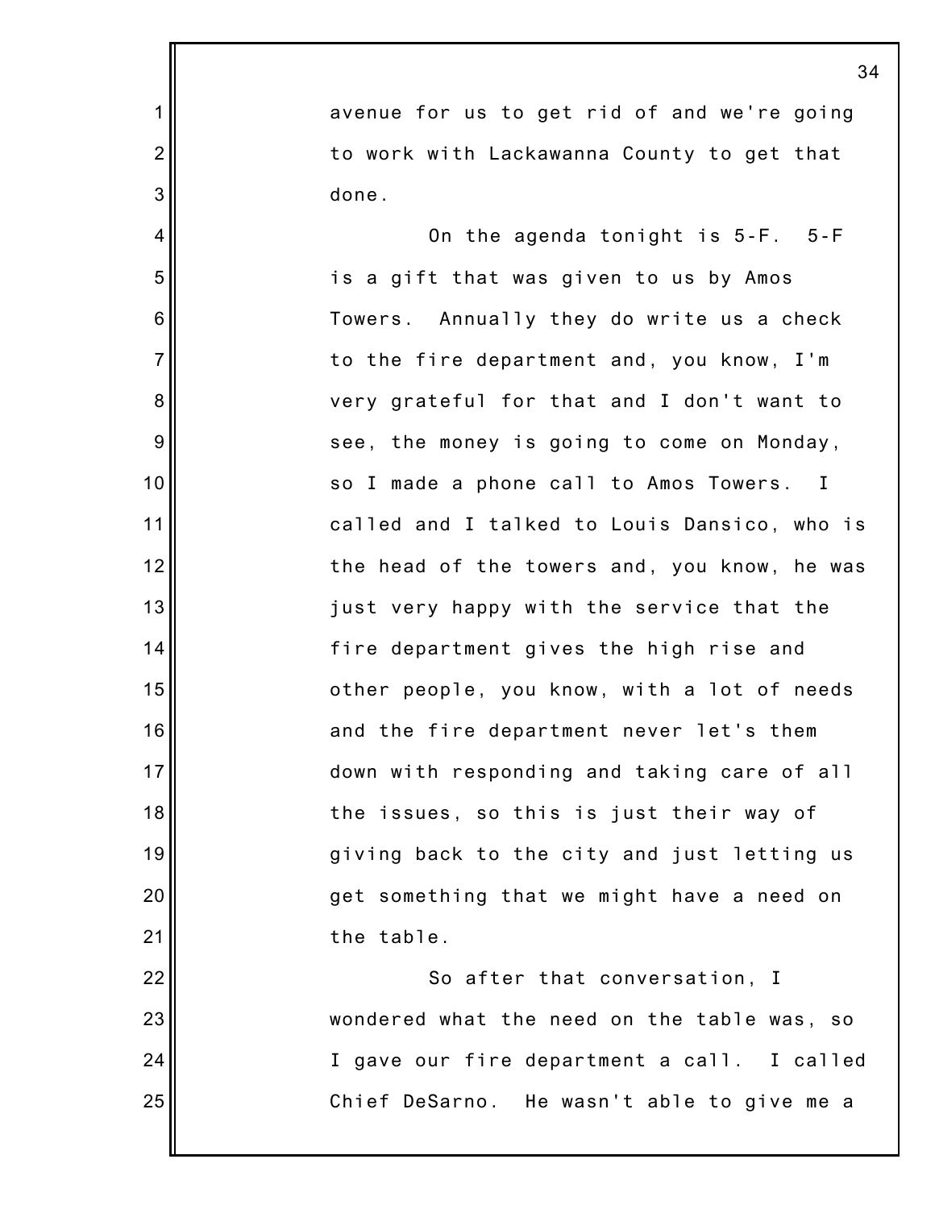avenue for us to get rid of and we're going to work with Lackawanna County to get that done.

On the agenda tonight is 5-F. 5-F is a gift that was given to us by Amos Towers. Annually they do write us a check to the fire department and, you know, I'm very grateful for that and I don't want to see, the money is going to come on Monday, so I made a phone call to Amos Towers. I called and I talked to Louis Dansico, who is the head of the towers and, you know, he was just very happy with the service that the fire department gives the high rise and other people, you know, with a lot of needs and the fire department never let's them down with responding and taking care of all the issues, so this is just their way of giving back to the city and just letting us get something that we might have a need on the table.

So after that conversation, I wondered what the need on the table was, so I gave our fire department a call. I called Chief DeSarno. He wasn't able to give me a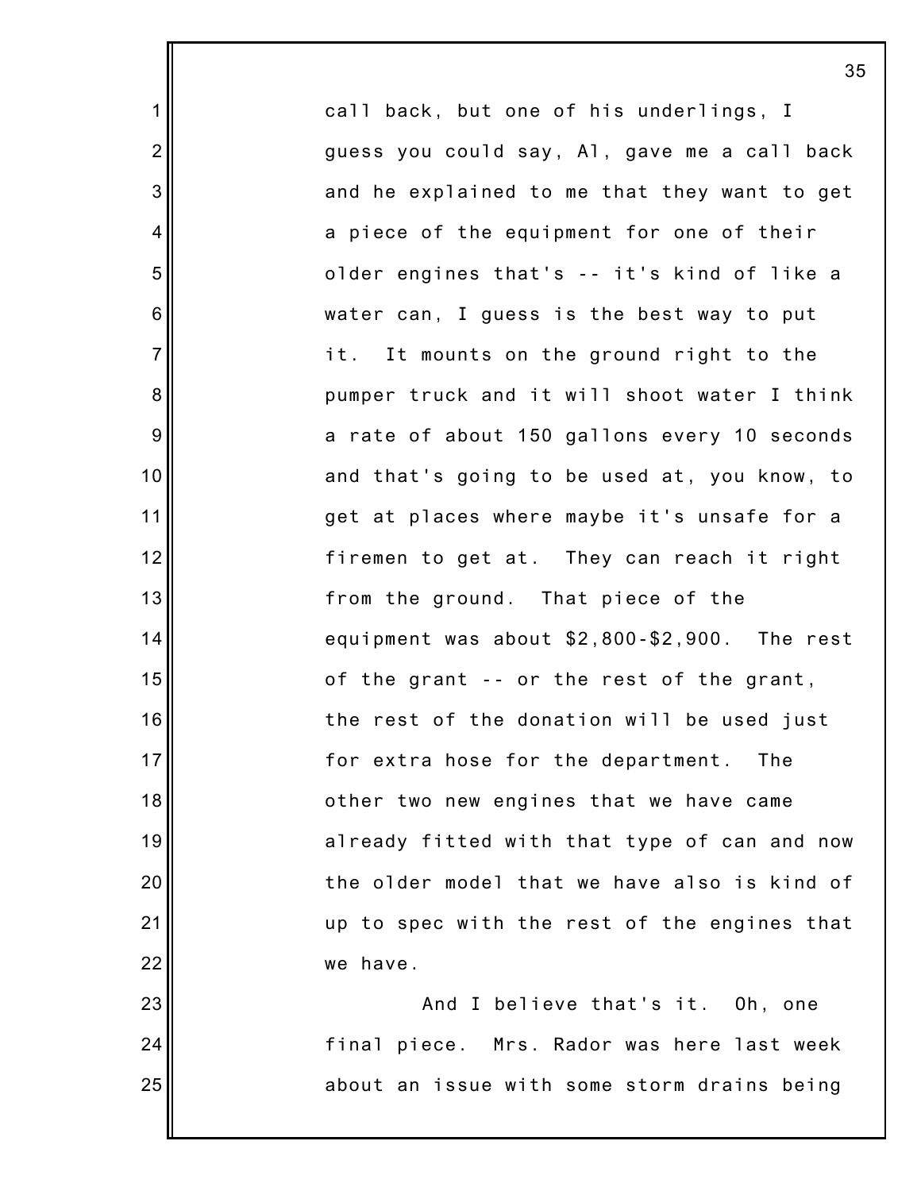call back, but one of his underlings, I guess you could say, Al, gave me a call back and he explained to me that they want to get a piece of the equipment for one of their older engines that's -- it's kind of like a water can, I guess is the best way to put it. It mounts on the ground right to the pumper truck and it will shoot water I think a rate of about 150 gallons every 10 seconds and that's going to be used at, you know, to get at places where maybe it's unsafe for a firemen to get at. They can reach it right from the ground. That piece of the equipment was about $2,800-$2,900. The rest of the grant -- or the rest of the grant, the rest of the donation will be used just for extra hose for the department. The other two new engines that we have came already fitted with that type of can and now the older model that we have also is kind of up to spec with the rest of the engines that we have.

And I believe that's it. Oh, one final piece. Mrs. Rador was here last week about an issue with some storm drains being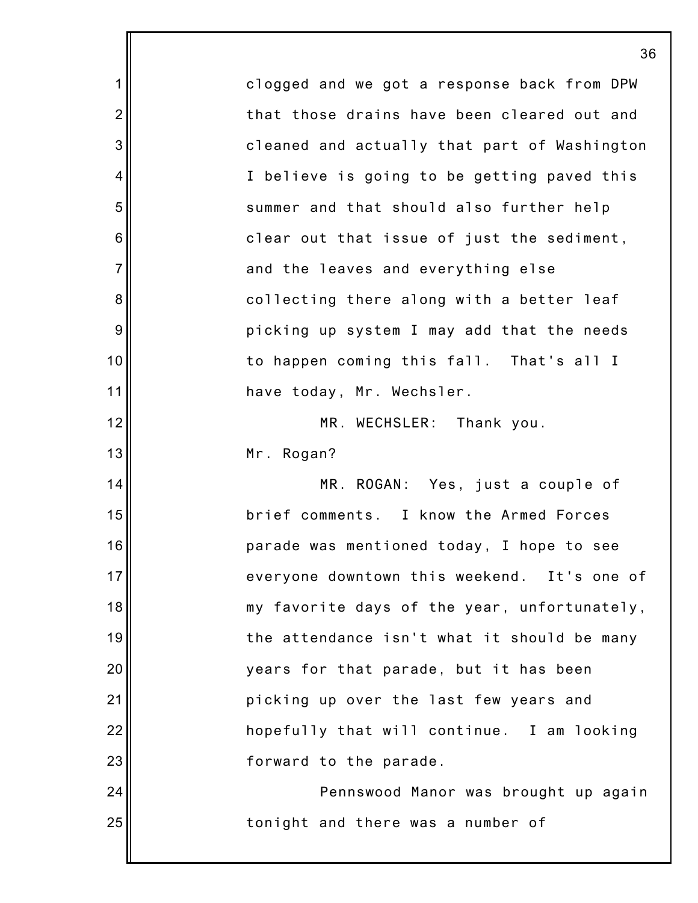clogged and we got a response back from DPW that those drains have been cleared out and cleaned and actually that part of Washington I believe is going to be getting paved this summer and that should also further help clear out that issue of just the sediment, and the leaves and everything else collecting there along with a better leaf picking up system I may add that the needs to happen coming this fall. That's all I have today, Mr. Wechsler.

MR. WECHSLER: Thank you. Mr. Rogan?

MR. ROGAN: Yes, just a couple of brief comments. I know the Armed Forces parade was mentioned today, I hope to see everyone downtown this weekend. It's one of my favorite days of the year, unfortunately, the attendance isn't what it should be many years for that parade, but it has been picking up over the last few years and hopefully that will continue. I am looking forward to the parade.

Pennswood Manor was brought up again tonight and there was a number of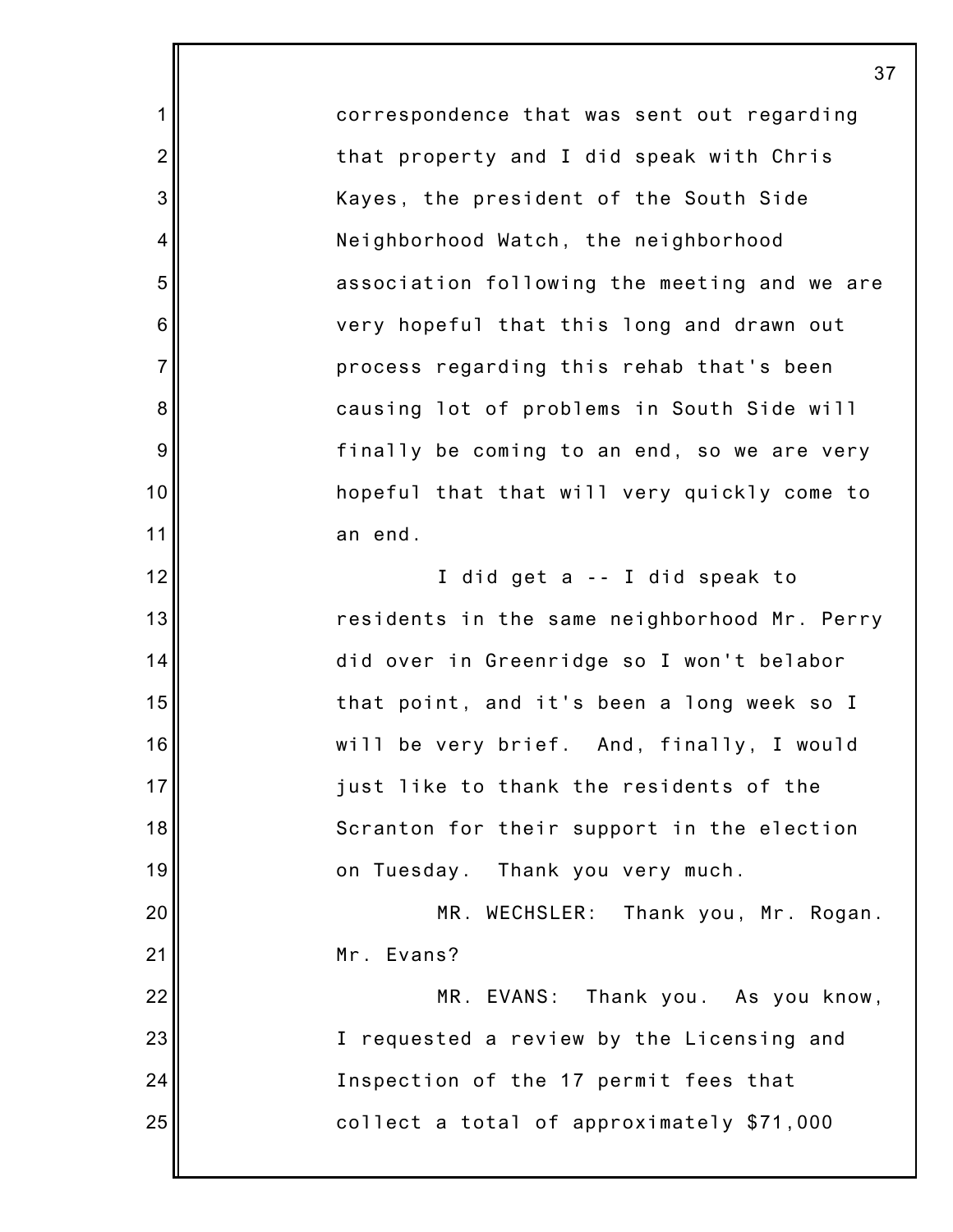correspondence that was sent out regarding that property and I did speak with Chris Kayes, the president of the South Side Neighborhood Watch, the neighborhood association following the meeting and we are very hopeful that this long and drawn out process regarding this rehab that's been causing lot of problems in South Side will finally be coming to an end, so we are very hopeful that that will very quickly come to an end.

I did get a -- I did speak to residents in the same neighborhood Mr. Perry did over in Greenridge so I won't belabor that point, and it's been a long week so I will be very brief. And, finally, I would just like to thank the residents of the Scranton for their support in the election on Tuesday. Thank you very much.

MR. WECHSLER: Thank you, Mr. Rogan. Mr. Evans?

MR. EVANS: Thank you. As you know, I requested a review by the Licensing and Inspection of the 17 permit fees that collect a total of approximately $71,000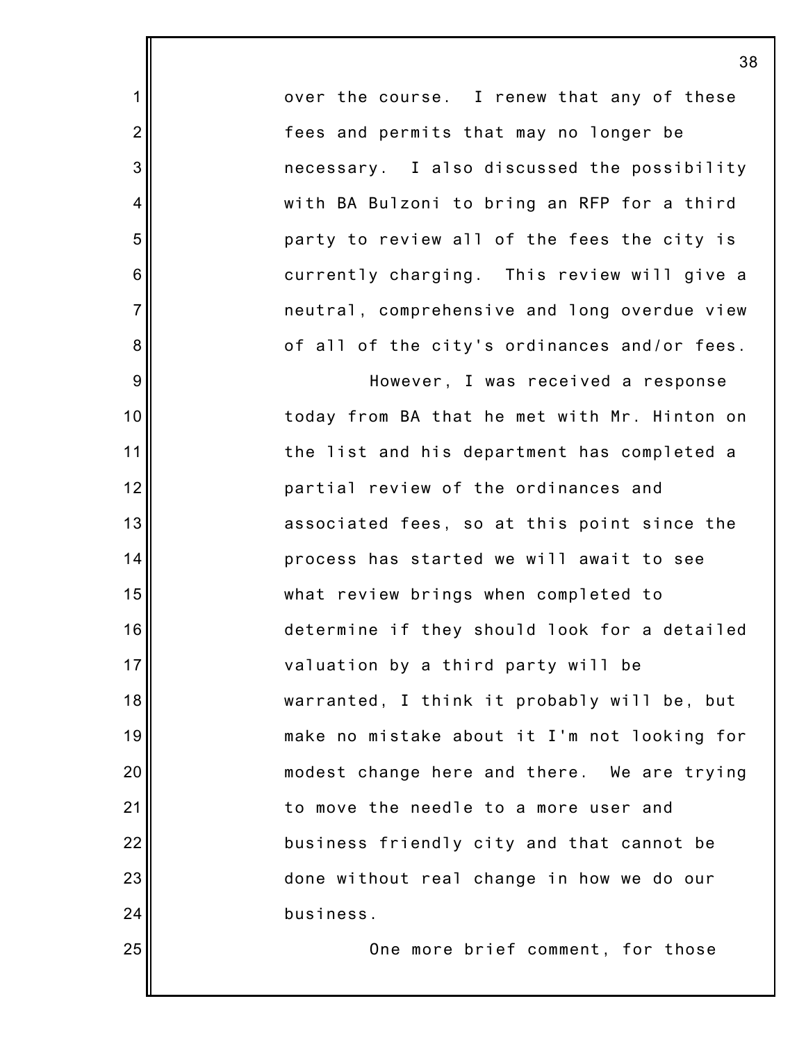over the course. I renew that any of these fees and permits that may no longer be necessary. I also discussed the possibility with BA Bulzoni to bring an RFP for a third party to review all of the fees the city is currently charging. This review will give a neutral, comprehensive and long overdue view of all of the city's ordinances and/or fees.

However, I was received a response today from BA that he met with Mr. Hinton on the list and his department has completed a partial review of the ordinances and associated fees, so at this point since the process has started we will await to see what review brings when completed to determine if they should look for a detailed valuation by a third party will be warranted, I think it probably will be, but make no mistake about it I'm not looking for modest change here and there. We are trying to move the needle to a more user and business friendly city and that cannot be done without real change in how we do our business.

One more brief comment, for those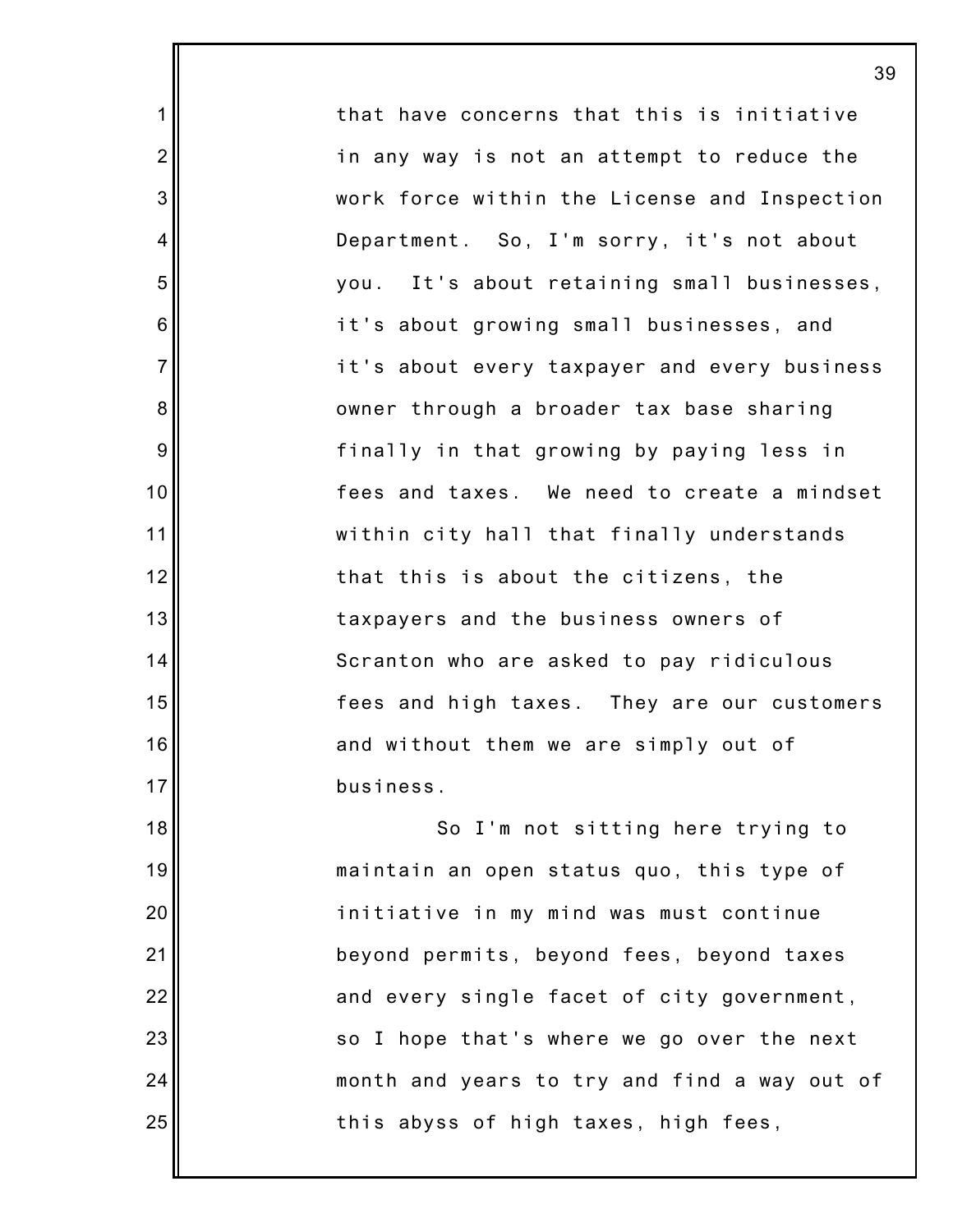that have concerns that this is initiative in any way is not an attempt to reduce the work force within the License and Inspection Department. So, I'm sorry, it's not about you. It's about retaining small businesses, it's about growing small businesses, and it's about every taxpayer and every business owner through a broader tax base sharing finally in that growing by paying less in fees and taxes. We need to create a mindset within city hall that finally understands that this is about the citizens, the taxpayers and the business owners of Scranton who are asked to pay ridiculous fees and high taxes. They are our customers and without them we are simply out of business.

So I'm not sitting here trying to maintain an open status quo, this type of initiative in my mind was must continue beyond permits, beyond fees, beyond taxes and every single facet of city government, so I hope that's where we go over the next month and years to try and find a way out of this abyss of high taxes, high fees,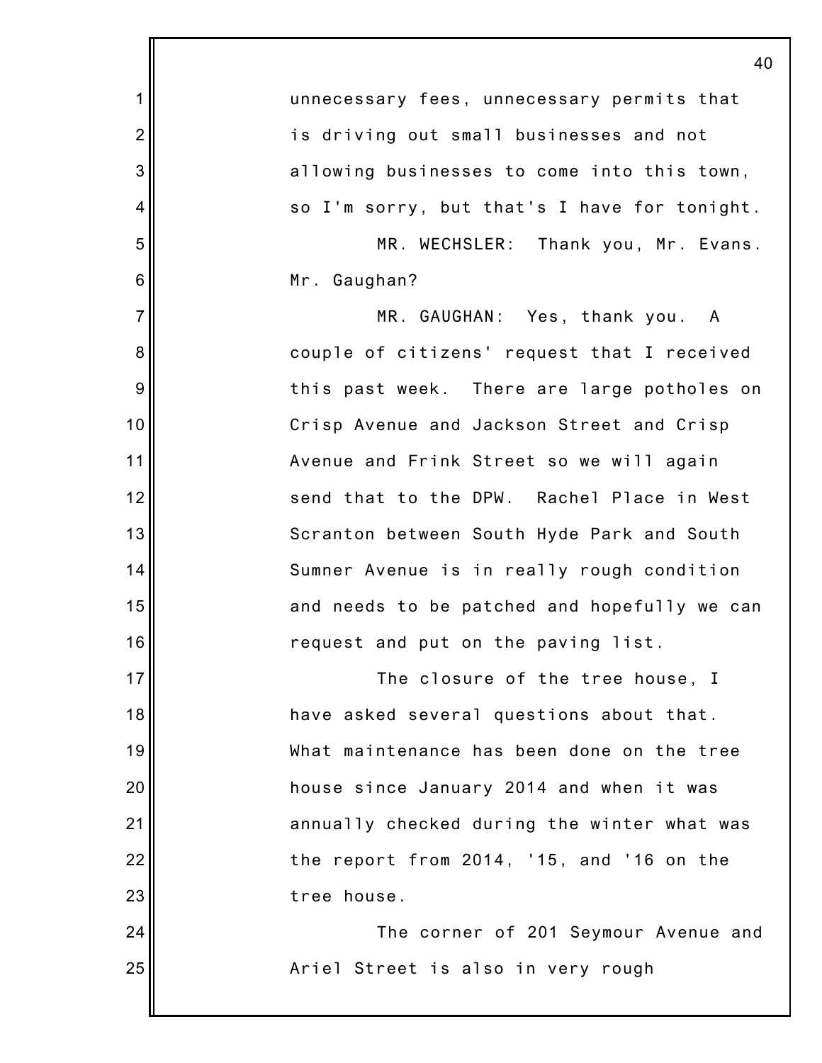unnecessary fees, unnecessary permits that is driving out small businesses and not allowing businesses to come into this town, so I'm sorry, but that's I have for tonight.

MR. WECHSLER: Thank you, Mr. Evans. Mr. Gaughan?

MR. GAUGHAN: Yes, thank you. A couple of citizens' request that I received this past week. There are large potholes on Crisp Avenue and Jackson Street and Crisp Avenue and Frink Street so we will again send that to the DPW. Rachel Place in West Scranton between South Hyde Park and South Sumner Avenue is in really rough condition and needs to be patched and hopefully we can request and put on the paving list.

The closure of the tree house, I have asked several questions about that. What maintenance has been done on the tree house since January 2014 and when it was annually checked during the winter what was the report from 2014, '15, and '16 on the tree house.

The corner of 201 Seymour Avenue and Ariel Street is also in very rough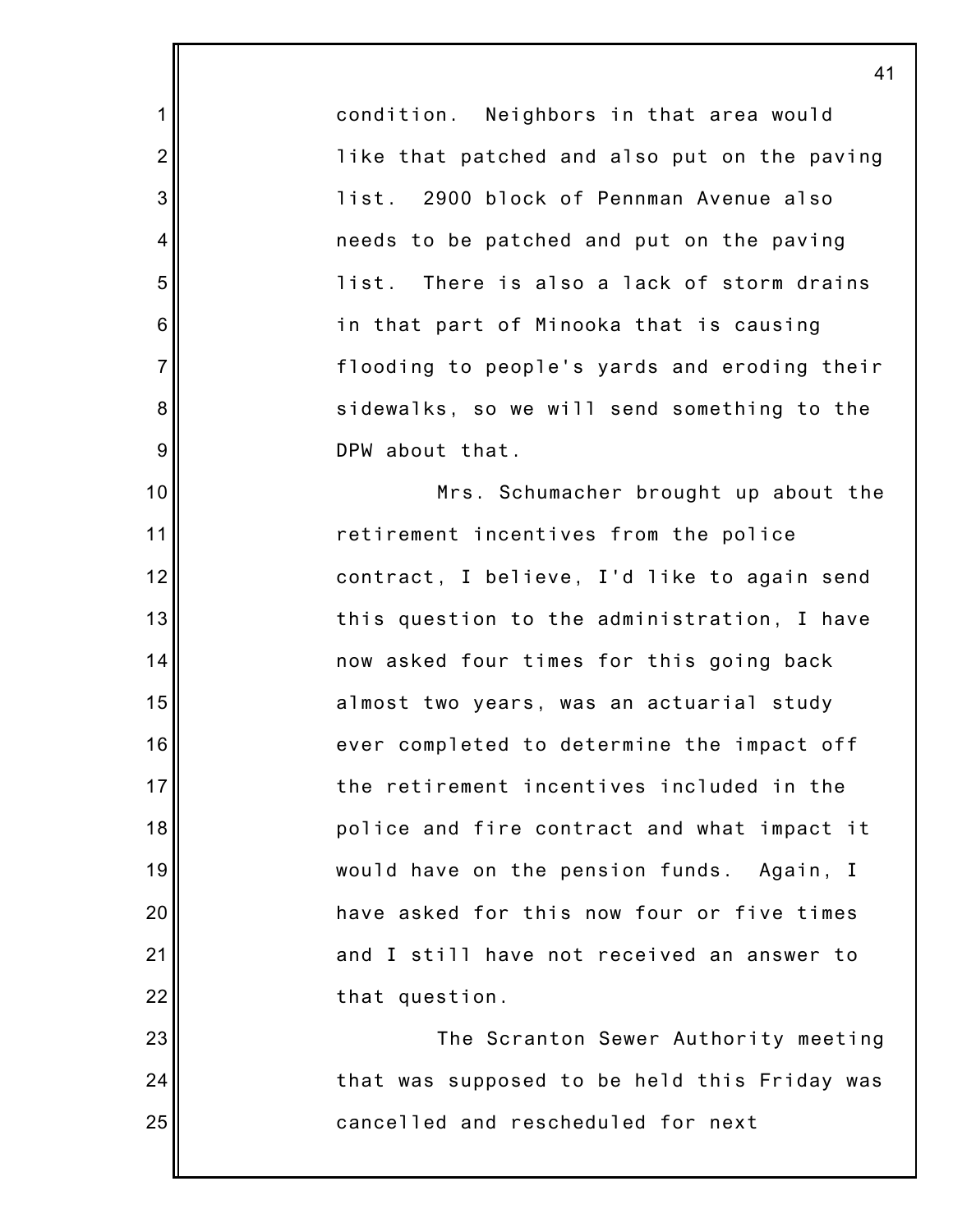condition. Neighbors in that area would like that patched and also put on the paving list. 2900 block of Pennman Avenue also needs to be patched and put on the paving list. There is also a lack of storm drains in that part of Minooka that is causing flooding to people's yards and eroding their sidewalks, so we will send something to the DPW about that.

Mrs. Schumacher brought up about the retirement incentives from the police contract, I believe, I'd like to again send this question to the administration, I have now asked four times for this going back almost two years, was an actuarial study ever completed to determine the impact off the retirement incentives included in the police and fire contract and what impact it would have on the pension funds. Again, I have asked for this now four or five times and I still have not received an answer to that question.

The Scranton Sewer Authority meeting that was supposed to be held this Friday was cancelled and rescheduled for next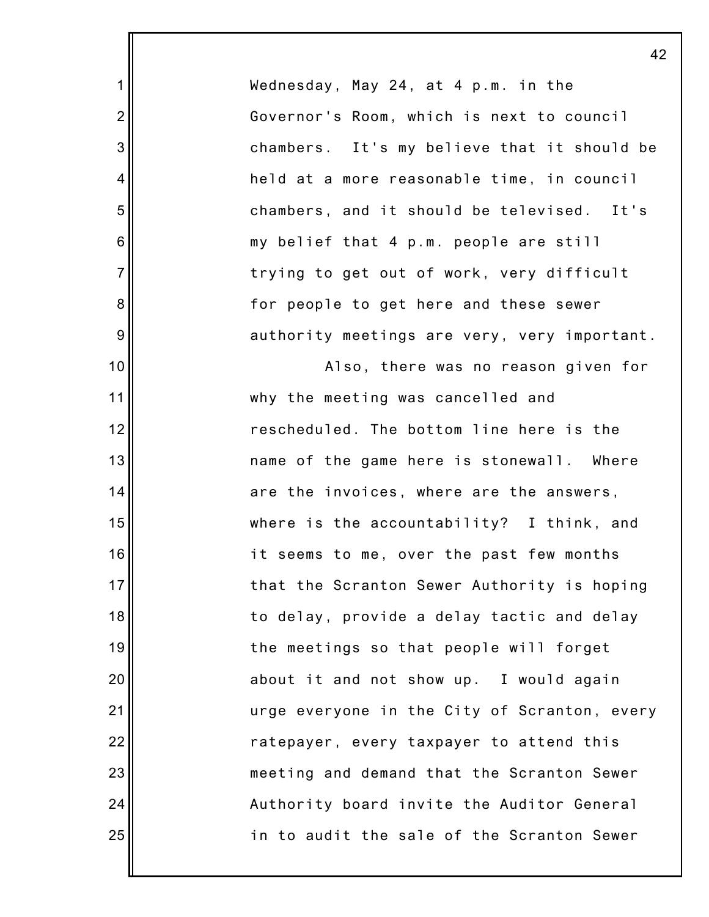Wednesday, May 24, at 4 p.m. in the Governor's Room, which is next to council chambers. It's my believe that it should be held at a more reasonable time, in council chambers, and it should be televised. It's my belief that 4 p.m. people are still trying to get out of work, very difficult for people to get here and these sewer authority meetings are very, very important.

Also, there was no reason given for why the meeting was cancelled and rescheduled. The bottom line here is the name of the game here is stonewall. Where are the invoices, where are the answers, where is the accountability? I think, and it seems to me, over the past few months that the Scranton Sewer Authority is hoping to delay, provide a delay tactic and delay the meetings so that people will forget about it and not show up. I would again urge everyone in the City of Scranton, every ratepayer, every taxpayer to attend this meeting and demand that the Scranton Sewer Authority board invite the Auditor General in to audit the sale of the Scranton Sewer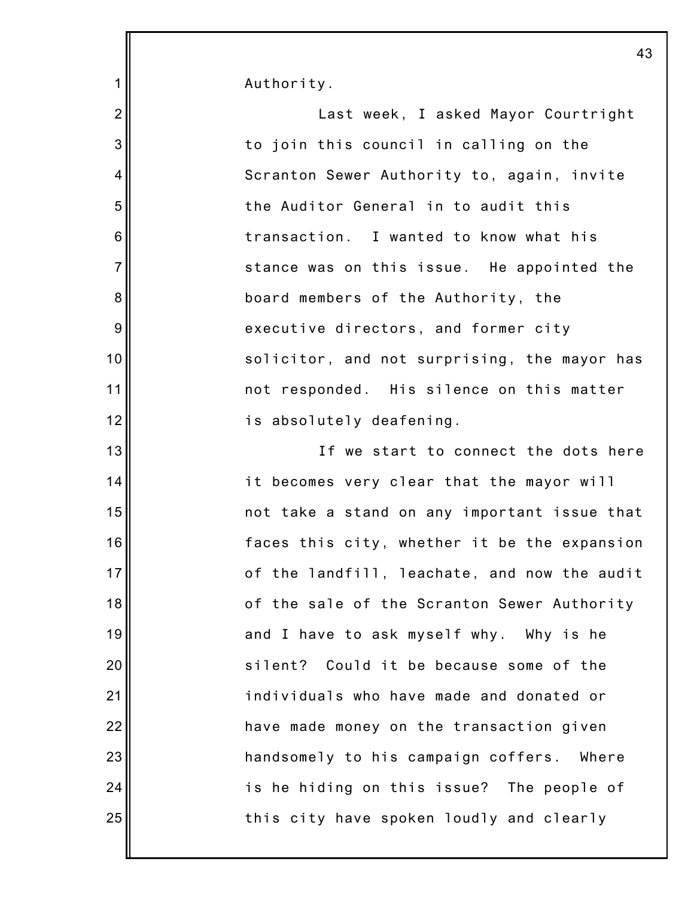Authority.

Last week, I asked Mayor Courtright to join this council in calling on the Scranton Sewer Authority to, again, invite the Auditor General in to audit this transaction. I wanted to know what his stance was on this issue. He appointed the board members of the Authority, the executive directors, and former city solicitor, and not surprising, the mayor has not responded. His silence on this matter is absolutely deafening.

If we start to connect the dots here it becomes very clear that the mayor will not take a stand on any important issue that faces this city, whether it be the expansion of the landfill, leachate, and now the audit of the sale of the Scranton Sewer Authority and I have to ask myself why. Why is he silent? Could it be because some of the individuals who have made and donated or have made money on the transaction given handsomely to his campaign coffers. Where is he hiding on this issue? The people of this city have spoken loudly and clearly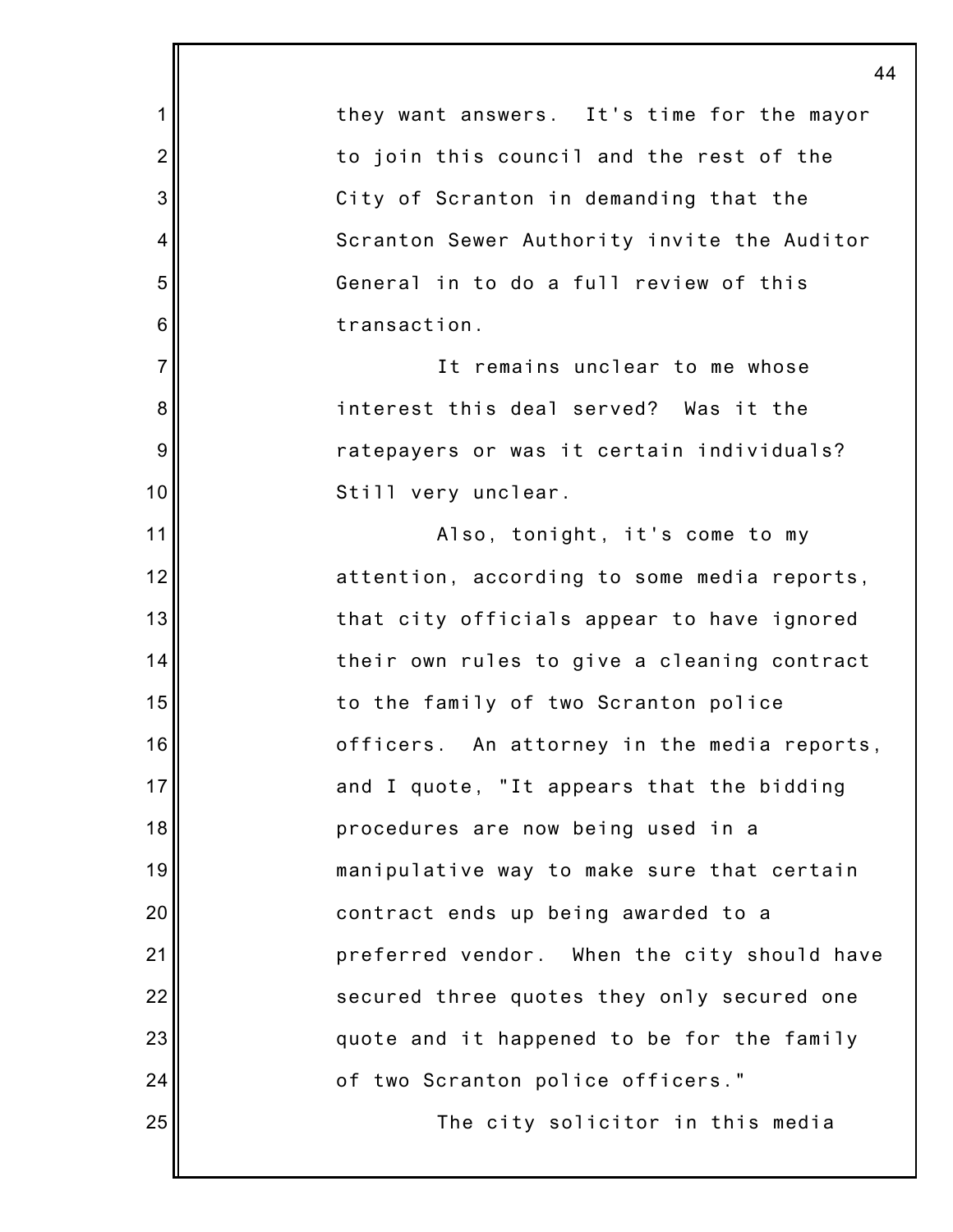they want answers. It's time for the mayor to join this council and the rest of the City of Scranton in demanding that the Scranton Sewer Authority invite the Auditor General in to do a full review of this transaction.

It remains unclear to me whose interest this deal served? Was it the ratepayers or was it certain individuals? Still very unclear.

Also, tonight, it's come to my attention, according to some media reports, that city officials appear to have ignored their own rules to give a cleaning contract to the family of two Scranton police officers. An attorney in the media reports, and I quote, "It appears that the bidding procedures are now being used in a manipulative way to make sure that certain contract ends up being awarded to a preferred vendor. When the city should have secured three quotes they only secured one quote and it happened to be for the family of two Scranton police officers."

The city solicitor in this media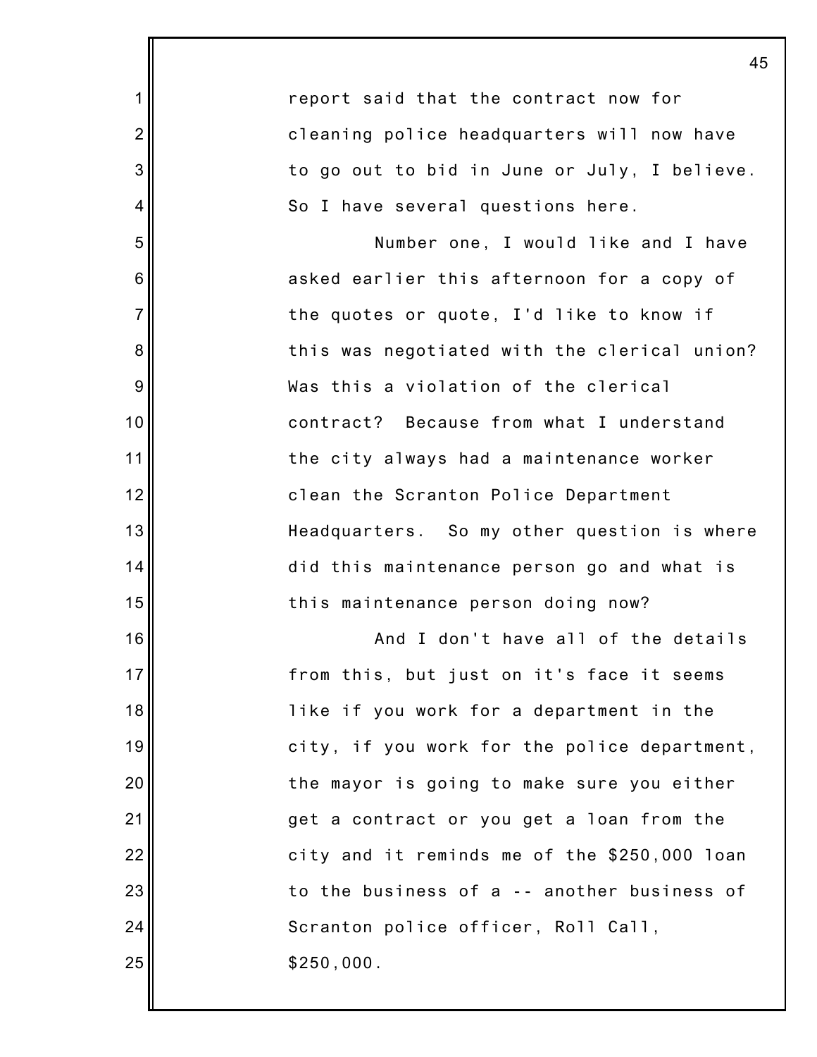report said that the contract now for cleaning police headquarters will now have to go out to bid in June or July, I believe. So I have several questions here.

Number one, I would like and I have asked earlier this afternoon for a copy of the quotes or quote, I'd like to know if this was negotiated with the clerical union? Was this a violation of the clerical contract? Because from what I understand the city always had a maintenance worker clean the Scranton Police Department Headquarters. So my other question is where did this maintenance person go and what is this maintenance person doing now?

And I don't have all of the details from this, but just on it's face it seems like if you work for a department in the city, if you work for the police department, the mayor is going to make sure you either get a contract or you get a loan from the city and it reminds me of the $250,000 loan to the business of a -- another business of Scranton police officer, Roll Call, $250,000.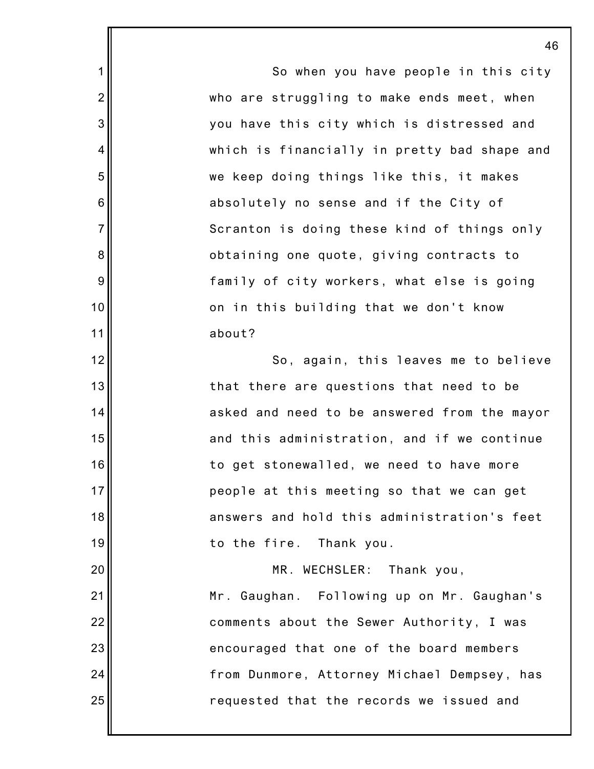So when you have people in this city who are struggling to make ends meet, when you have this city which is distressed and which is financially in pretty bad shape and we keep doing things like this, it makes absolutely no sense and if the City of Scranton is doing these kind of things only obtaining one quote, giving contracts to family of city workers, what else is going on in this building that we don't know about?

So, again, this leaves me to believe that there are questions that need to be asked and need to be answered from the mayor and this administration, and if we continue to get stonewalled, we need to have more people at this meeting so that we can get answers and hold this administration's feet to the fire. Thank you.

MR. WECHSLER: Thank you, Mr. Gaughan. Following up on Mr. Gaughan's comments about the Sewer Authority, I was encouraged that one of the board members from Dunmore, Attorney Michael Dempsey, has requested that the records we issued and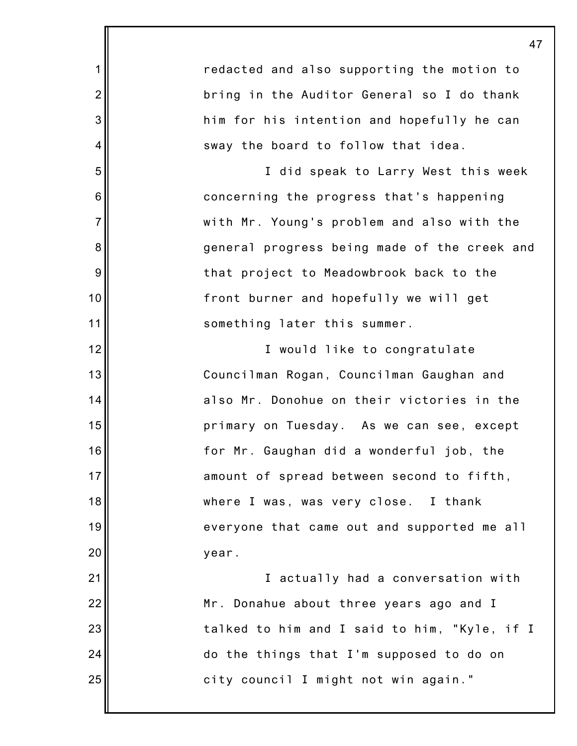redacted and also supporting the motion to bring in the Auditor General so I do thank him for his intention and hopefully he can sway the board to follow that idea.

I did speak to Larry West this week concerning the progress that's happening with Mr. Young's problem and also with the general progress being made of the creek and that project to Meadowbrook back to the front burner and hopefully we will get something later this summer.

I would like to congratulate Councilman Rogan, Councilman Gaughan and also Mr. Donohue on their victories in the primary on Tuesday. As we can see, except for Mr. Gaughan did a wonderful job, the amount of spread between second to fifth, where I was, was very close. I thank everyone that came out and supported me all year.

I actually had a conversation with Mr. Donahue about three years ago and I talked to him and I said to him, "Kyle, if I do the things that I'm supposed to do on city council I might not win again."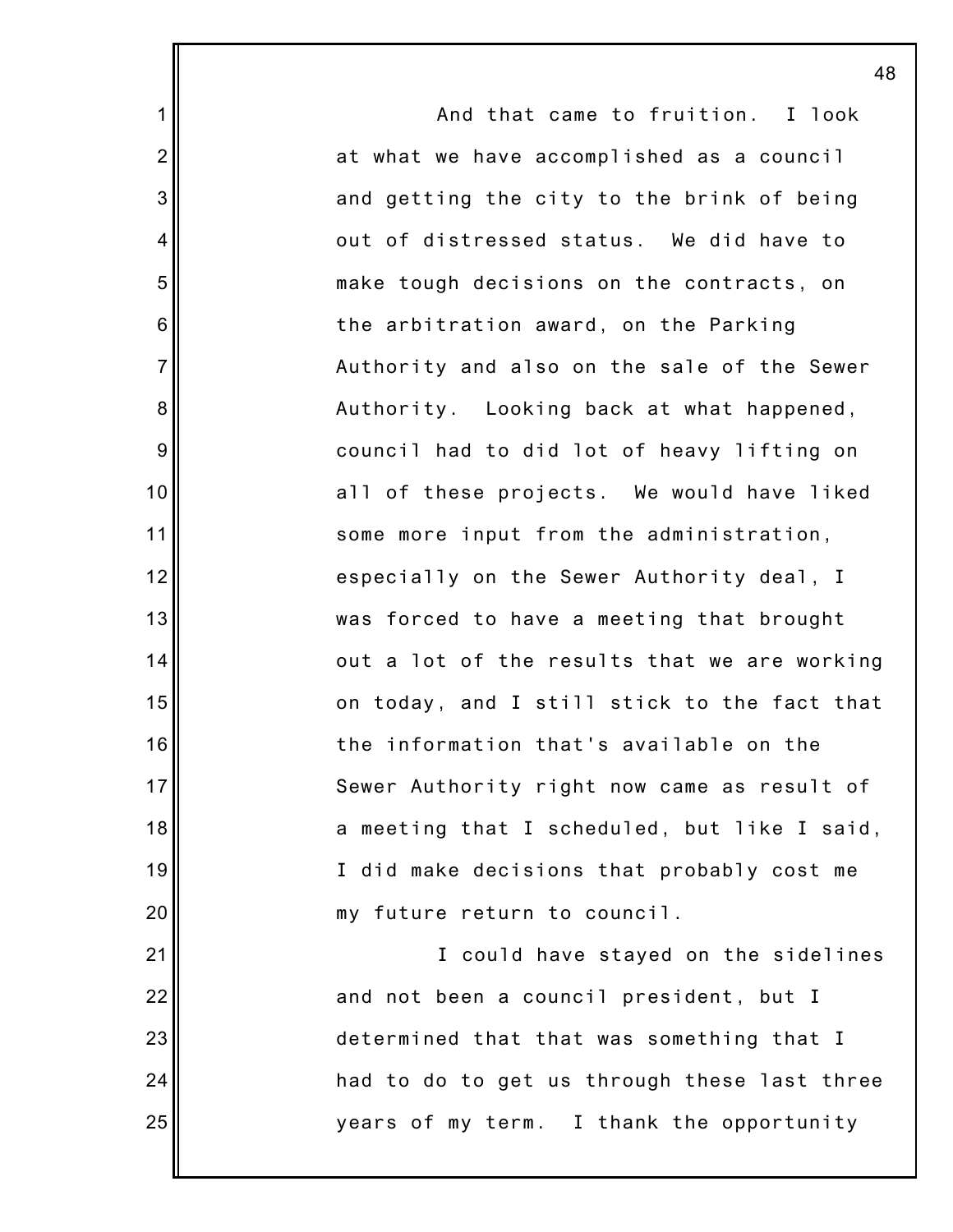And that came to fruition. I look at what we have accomplished as a council and getting the city to the brink of being out of distressed status. We did have to make tough decisions on the contracts, on the arbitration award, on the Parking Authority and also on the sale of the Sewer Authority. Looking back at what happened, council had to did lot of heavy lifting on all of these projects. We would have liked some more input from the administration, especially on the Sewer Authority deal, I was forced to have a meeting that brought out a lot of the results that we are working on today, and I still stick to the fact that the information that's available on the Sewer Authority right now came as result of a meeting that I scheduled, but like I said, I did make decisions that probably cost me my future return to council.

I could have stayed on the sidelines and not been a council president, but I determined that that was something that I had to do to get us through these last three years of my term. I thank the opportunity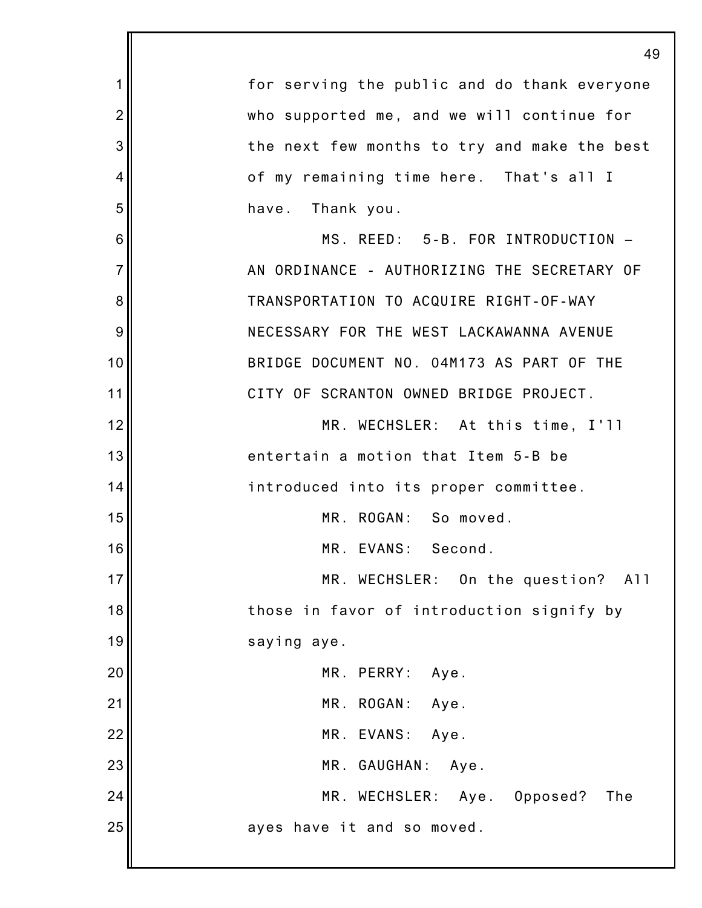for serving the public and do thank everyone who supported me, and we will continue for the next few months to try and make the best of my remaining time here. That's all I have. Thank you.

MS. REED: 5-B. FOR INTRODUCTION – AN ORDINANCE - AUTHORIZING THE SECRETARY OF TRANSPORTATION TO ACQUIRE RIGHT-OF-WAY NECESSARY FOR THE WEST LACKAWANNA AVENUE BRIDGE DOCUMENT NO. 04M173 AS PART OF THE CITY OF SCRANTON OWNED BRIDGE PROJECT.

MR. WECHSLER: At this time, I'll entertain a motion that Item 5-B be introduced into its proper committee.

MR. ROGAN: So moved.

MR. EVANS: Second.

MR. WECHSLER: On the question? All those in favor of introduction signify by saying aye.

MR. PERRY: Aye.

MR. ROGAN: Aye.

MR. EVANS: Aye.

MR. GAUGHAN: Aye.

MR. WECHSLER: Aye. Opposed? The ayes have it and so moved.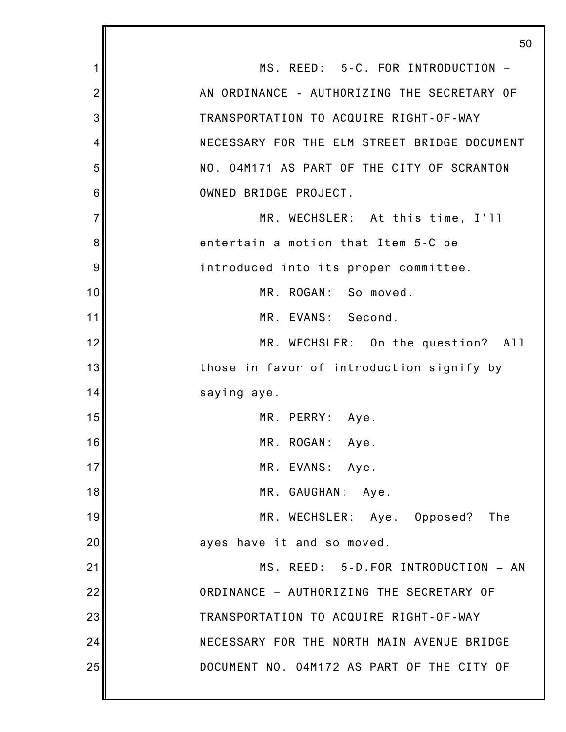MS. REED: 5-C. FOR INTRODUCTION – AN ORDINANCE - AUTHORIZING THE SECRETARY OF TRANSPORTATION TO ACQUIRE RIGHT-OF-WAY NECESSARY FOR THE ELM STREET BRIDGE DOCUMENT NO. 04M171 AS PART OF THE CITY OF SCRANTON OWNED BRIDGE PROJECT.

MR. WECHSLER: At this time, I'll entertain a motion that Item 5-C be introduced into its proper committee.

MR. ROGAN: So moved.

MR. EVANS: Second.

MR. WECHSLER: On the question? All those in favor of introduction signify by saying aye.

MR. PERRY: Aye.

MR. ROGAN: Aye.

MR. EVANS: Aye.

MR. GAUGHAN: Aye.

MR. WECHSLER: Aye. Opposed? The ayes have it and so moved.

MS. REED: 5-D.FOR INTRODUCTION – AN ORDINANCE – AUTHORIZING THE SECRETARY OF TRANSPORTATION TO ACQUIRE RIGHT-OF-WAY NECESSARY FOR THE NORTH MAIN AVENUE BRIDGE DOCUMENT NO. 04M172 AS PART OF THE CITY OF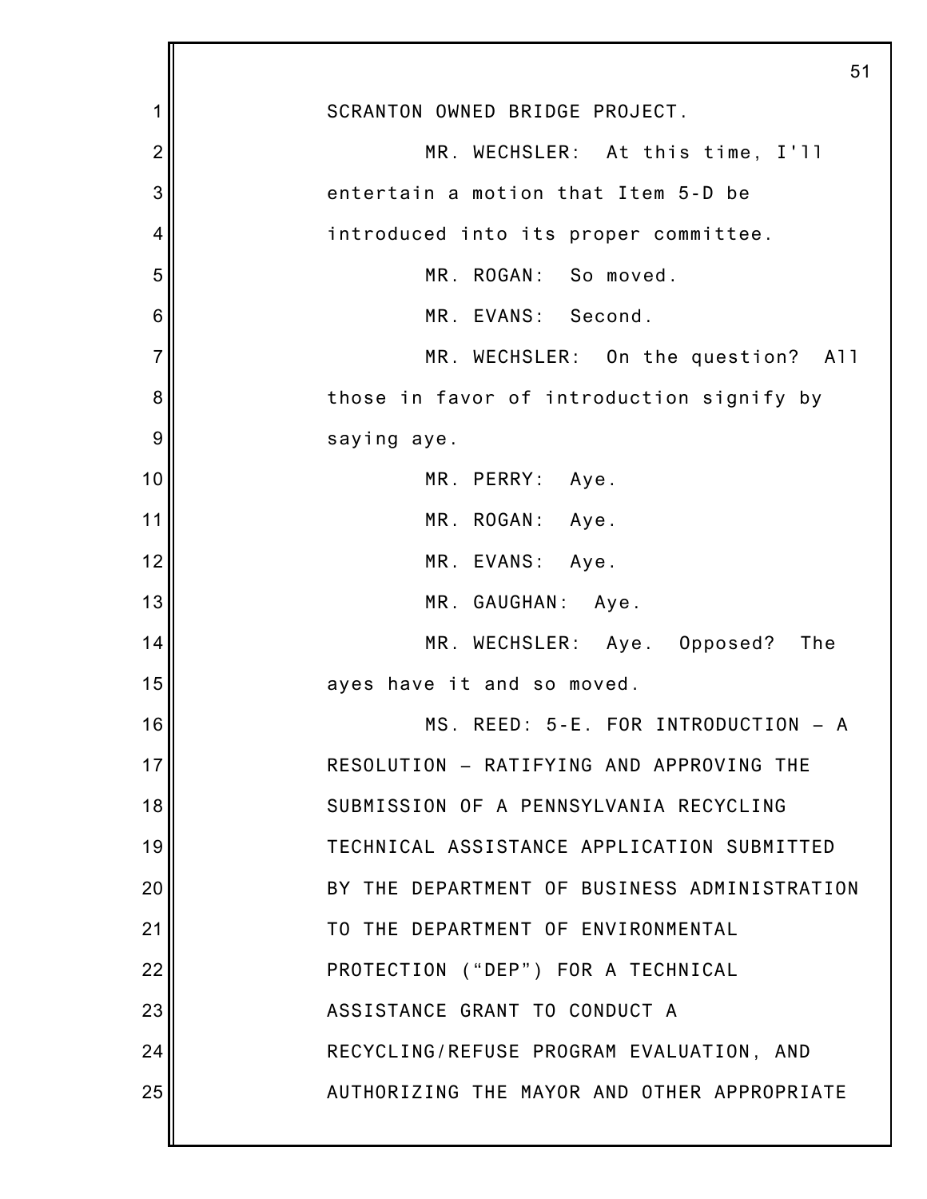SCRANTON OWNED BRIDGE PROJECT.

MR. WECHSLER: At this time, I'll entertain a motion that Item 5-D be introduced into its proper committee.

MR. ROGAN: So moved.

MR. EVANS: Second.

MR. WECHSLER: On the question? All those in favor of introduction signify by saying aye.

MR. PERRY: Aye.

MR. ROGAN: Aye.

MR. EVANS: Aye.

MR. GAUGHAN: Aye.

MR. WECHSLER: Aye. Opposed? The ayes have it and so moved.

MS. REED: 5-E. FOR INTRODUCTION – A RESOLUTION – RATIFYING AND APPROVING THE SUBMISSION OF A PENNSYLVANIA RECYCLING TECHNICAL ASSISTANCE APPLICATION SUBMITTED BY THE DEPARTMENT OF BUSINESS ADMINISTRATION TO THE DEPARTMENT OF ENVIRONMENTAL PROTECTION ("DEP") FOR A TECHNICAL ASSISTANCE GRANT TO CONDUCT A RECYCLING/REFUSE PROGRAM EVALUATION, AND AUTHORIZING THE MAYOR AND OTHER APPROPRIATE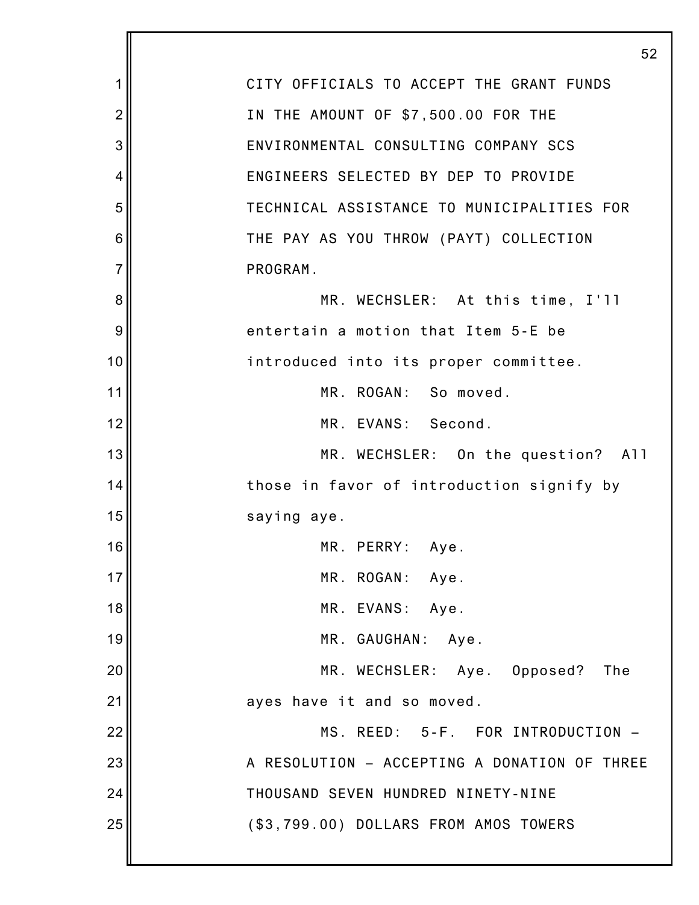CITY OFFICIALS TO ACCEPT THE GRANT FUNDS IN THE AMOUNT OF $7,500.00 FOR THE ENVIRONMENTAL CONSULTING COMPANY SCS ENGINEERS SELECTED BY DEP TO PROVIDE TECHNICAL ASSISTANCE TO MUNICIPALITIES FOR THE PAY AS YOU THROW (PAYT) COLLECTION PROGRAM.

MR. WECHSLER: At this time, I'll entertain a motion that Item 5-E be introduced into its proper committee.

MR. ROGAN: So moved.

MR. EVANS: Second.

MR. WECHSLER: On the question? All those in favor of introduction signify by saying aye.

MR. PERRY: Aye.

MR. ROGAN: Aye.

MR. EVANS: Aye.

MR. GAUGHAN: Aye.

MR. WECHSLER: Aye. Opposed? The ayes have it and so moved.

MS. REED: 5-F. FOR INTRODUCTION – A RESOLUTION – ACCEPTING A DONATION OF THREE THOUSAND SEVEN HUNDRED NINETY-NINE ($3,799.00) DOLLARS FROM AMOS TOWERS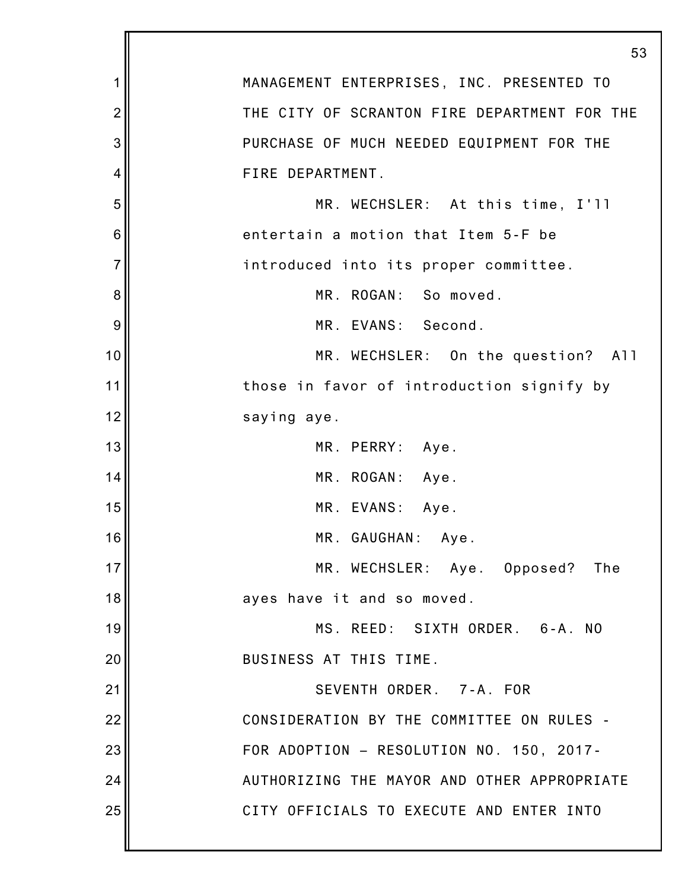MANAGEMENT ENTERPRISES, INC. PRESENTED TO THE CITY OF SCRANTON FIRE DEPARTMENT FOR THE PURCHASE OF MUCH NEEDED EQUIPMENT FOR THE FIRE DEPARTMENT.

MR. WECHSLER: At this time, I'll entertain a motion that Item 5-F be introduced into its proper committee.

MR. ROGAN: So moved.

MR. EVANS: Second.

MR. WECHSLER: On the question? All those in favor of introduction signify by saying aye.

MR. PERRY: Aye.

MR. ROGAN: Aye.

MR. EVANS: Aye.

MR. GAUGHAN: Aye.

MR. WECHSLER: Aye. Opposed? The ayes have it and so moved.

MS. REED: SIXTH ORDER. 6-A. NO BUSINESS AT THIS TIME.

SEVENTH ORDER. 7-A. FOR CONSIDERATION BY THE COMMITTEE ON RULES - FOR ADOPTION – RESOLUTION NO. 150, 2017- AUTHORIZING THE MAYOR AND OTHER APPROPRIATE CITY OFFICIALS TO EXECUTE AND ENTER INTO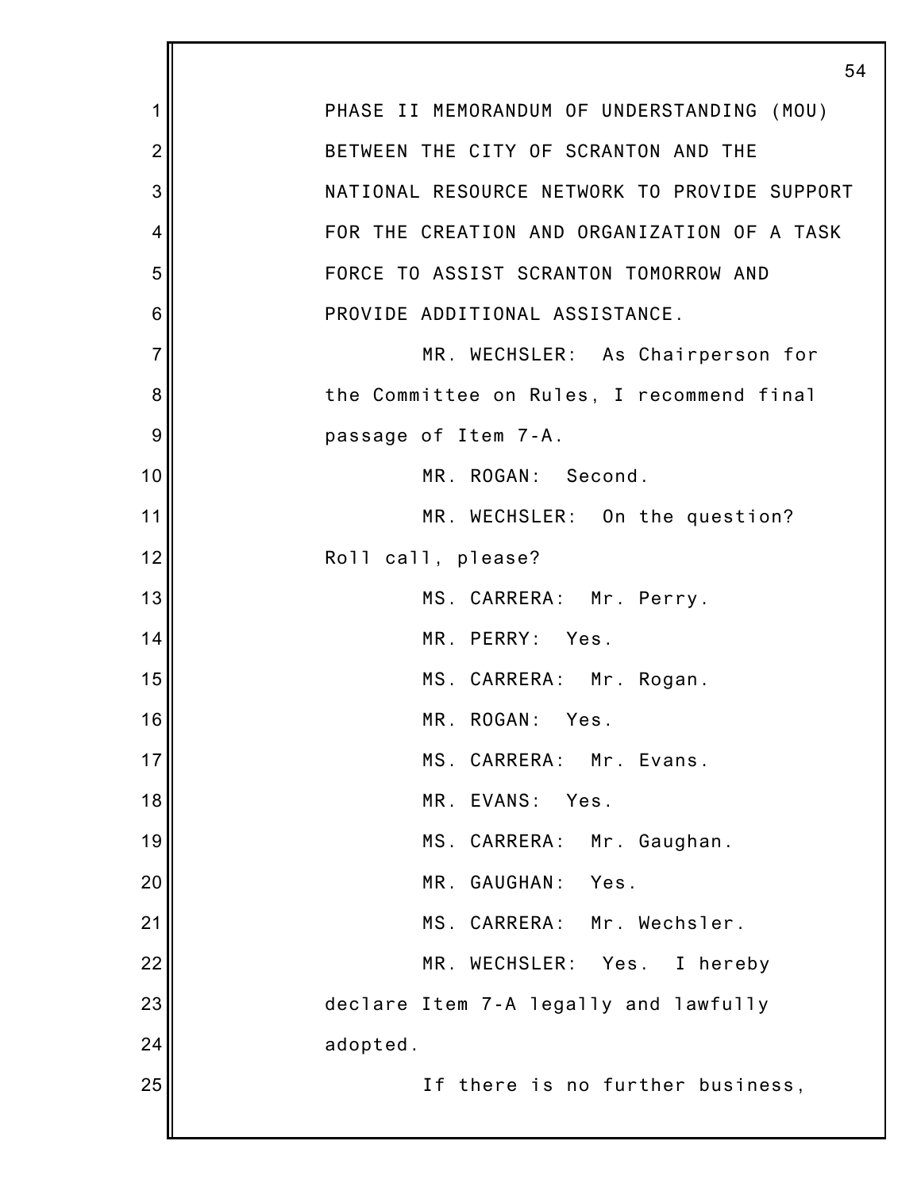PHASE II MEMORANDUM OF UNDERSTANDING (MOU) BETWEEN THE CITY OF SCRANTON AND THE NATIONAL RESOURCE NETWORK TO PROVIDE SUPPORT FOR THE CREATION AND ORGANIZATION OF A TASK FORCE TO ASSIST SCRANTON TOMORROW AND PROVIDE ADDITIONAL ASSISTANCE.

MR. WECHSLER: As Chairperson for the Committee on Rules, I recommend final passage of Item 7-A.

MR. ROGAN: Second.

MR. WECHSLER: On the question? Roll call, please?

MS. CARRERA: Mr. Perry.

MR. PERRY: Yes.

MS. CARRERA: Mr. Rogan.

MR. ROGAN: Yes.

MS. CARRERA: Mr. Evans.

MR. EVANS: Yes.

MS. CARRERA: Mr. Gaughan.

MR. GAUGHAN: Yes.

MS. CARRERA: Mr. Wechsler.

MR. WECHSLER: Yes. I hereby declare Item 7-A legally and lawfully adopted.

If there is no further business,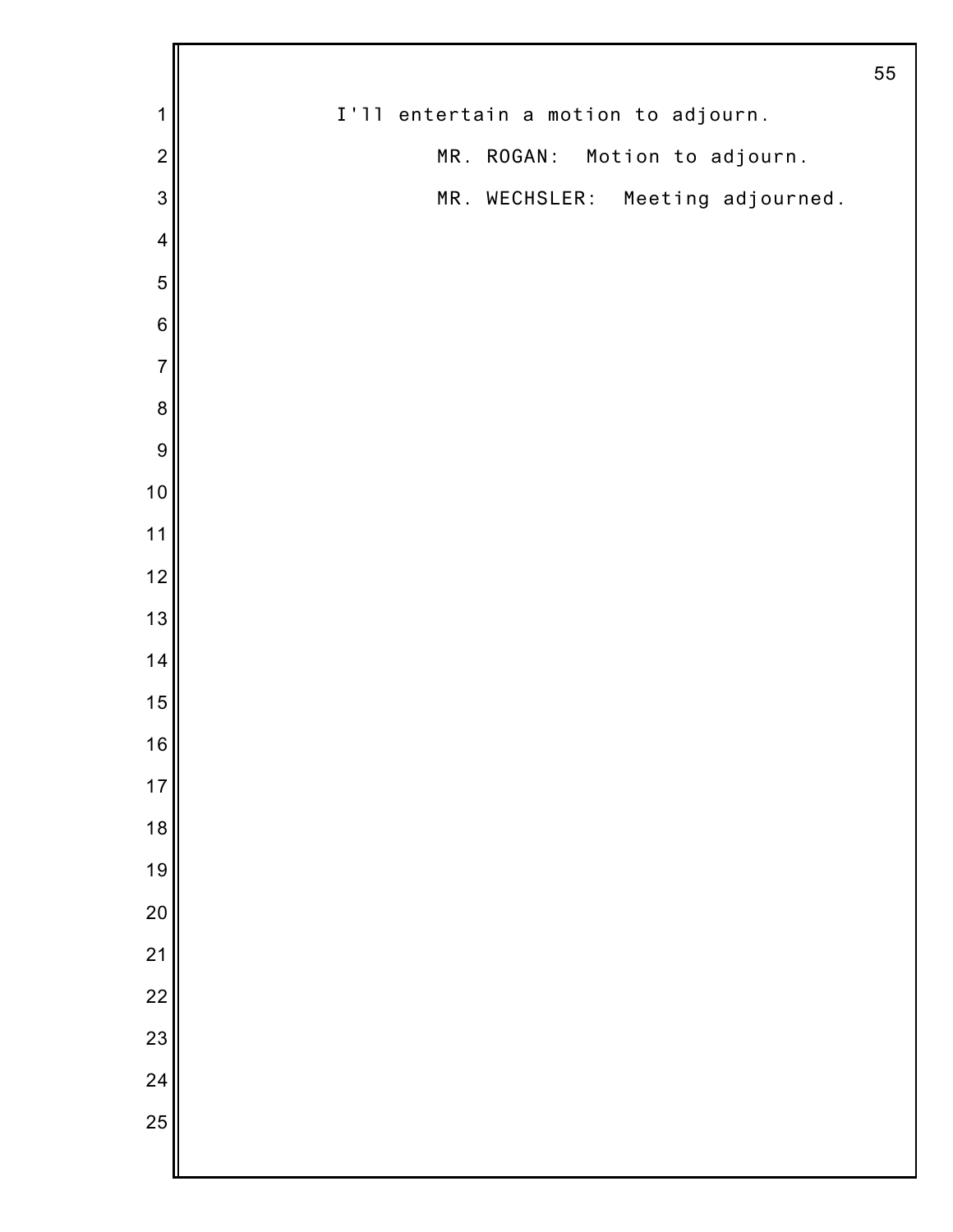I'll entertain a motion to adjourn.

MR. ROGAN: Motion to adjourn.

MR. WECHSLER: Meeting adjourned.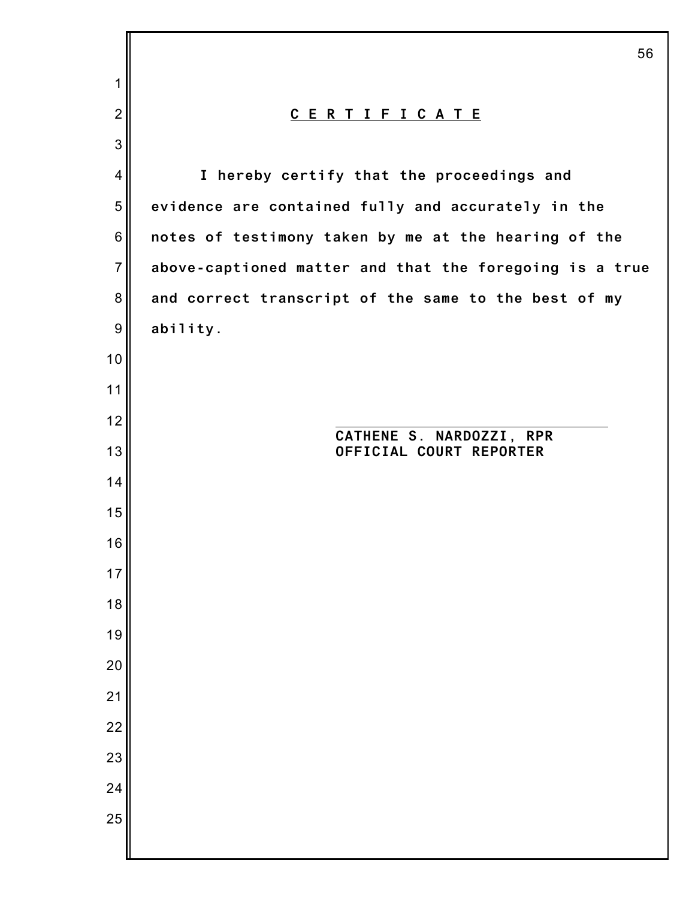## C E R T I F I C A T E

I hereby certify that the proceedings and evidence are contained fully and accurately in the notes of testimony taken by me at the hearing of the above-captioned matter and that the foregoing is a true and correct transcript of the same to the best of my ability.

CATHENE S. NARDOZZI, RPR
OFFICIAL COURT REPORTER